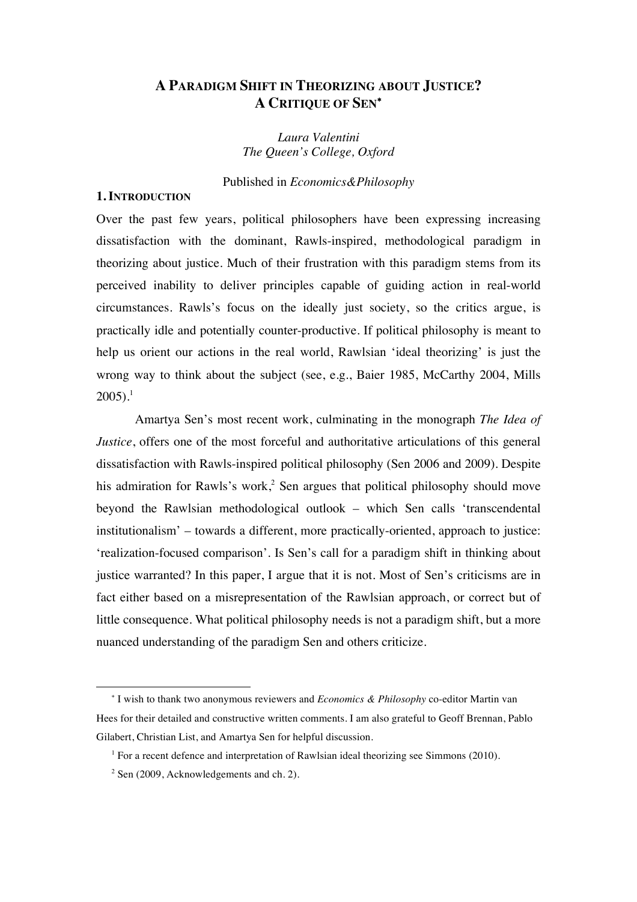# A PARADIGM SHIFT IN THEORIZING ABOUT JUSTICE? A CRITIQUE OF SEN*

*Laura Valentini*
*The Queen's College, Oxford*

Published in *Economics&Philosophy*

## 1. INTRODUCTION

Over the past few years, political philosophers have been expressing increasing dissatisfaction with the dominant, Rawls-inspired, methodological paradigm in theorizing about justice. Much of their frustration with this paradigm stems from its perceived inability to deliver principles capable of guiding action in real-world circumstances. Rawls's focus on the ideally just society, so the critics argue, is practically idle and potentially counter-productive. If political philosophy is meant to help us orient our actions in the real world, Rawlsian 'ideal theorizing' is just the wrong way to think about the subject (see, e.g., Baier 1985, McCarthy 2004, Mills 2005).[1]

Amartya Sen's most recent work, culminating in the monograph *The Idea of Justice*, offers one of the most forceful and authoritative articulations of this general dissatisfaction with Rawls-inspired political philosophy (Sen 2006 and 2009). Despite his admiration for Rawls's work,[2] Sen argues that political philosophy should move beyond the Rawlsian methodological outlook – which Sen calls 'transcendental institutionalism' – towards a different, more practically-oriented, approach to justice: 'realization-focused comparison'. Is Sen's call for a paradigm shift in thinking about justice warranted? In this paper, I argue that it is not. Most of Sen's criticisms are in fact either based on a misrepresentation of the Rawlsian approach, or correct but of little consequence. What political philosophy needs is not a paradigm shift, but a more nuanced understanding of the paradigm Sen and others criticize.

---

* I wish to thank two anonymous reviewers and *Economics & Philosophy* co-editor Martin van Hees for their detailed and constructive written comments. I am also grateful to Geoff Brennan, Pablo Gilabert, Christian List, and Amartya Sen for helpful discussion.

[1] For a recent defence and interpretation of Rawlsian ideal theorizing see Simmons (2010).

[2] Sen (2009, Acknowledgements and ch. 2).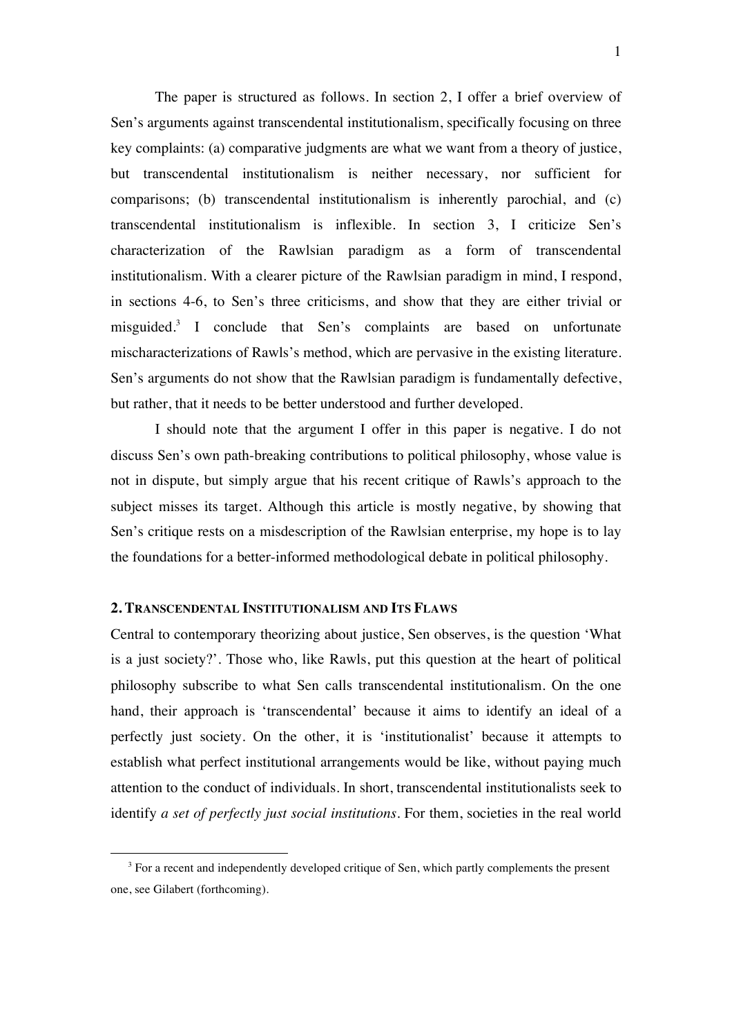The paper is structured as follows. In section 2, I offer a brief overview of Sen's arguments against transcendental institutionalism, specifically focusing on three key complaints: (a) comparative judgments are what we want from a theory of justice, but transcendental institutionalism is neither necessary, nor sufficient for comparisons; (b) transcendental institutionalism is inherently parochial, and (c) transcendental institutionalism is inflexible. In section 3, I criticize Sen's characterization of the Rawlsian paradigm as a form of transcendental institutionalism. With a clearer picture of the Rawlsian paradigm in mind, I respond, in sections 4-6, to Sen's three criticisms, and show that they are either trivial or misguided.[3] I conclude that Sen's complaints are based on unfortunate mischaracterizations of Rawls's method, which are pervasive in the existing literature. Sen's arguments do not show that the Rawlsian paradigm is fundamentally defective, but rather, that it needs to be better understood and further developed.

I should note that the argument I offer in this paper is negative. I do not discuss Sen's own path-breaking contributions to political philosophy, whose value is not in dispute, but simply argue that his recent critique of Rawls's approach to the subject misses its target. Although this article is mostly negative, by showing that Sen's critique rests on a misdescription of the Rawlsian enterprise, my hope is to lay the foundations for a better-informed methodological debate in political philosophy.

## 2. TRANSCENDENTAL INSTITUTIONALISM AND ITS FLAWS

Central to contemporary theorizing about justice, Sen observes, is the question 'What is a just society?'. Those who, like Rawls, put this question at the heart of political philosophy subscribe to what Sen calls transcendental institutionalism. On the one hand, their approach is 'transcendental' because it aims to identify an ideal of a perfectly just society. On the other, it is 'institutionalist' because it attempts to establish what perfect institutional arrangements would be like, without paying much attention to the conduct of individuals. In short, transcendental institutionalists seek to identify *a set of perfectly just social institutions*. For them, societies in the real world

[3] For a recent and independently developed critique of Sen, which partly complements the present one, see Gilabert (forthcoming).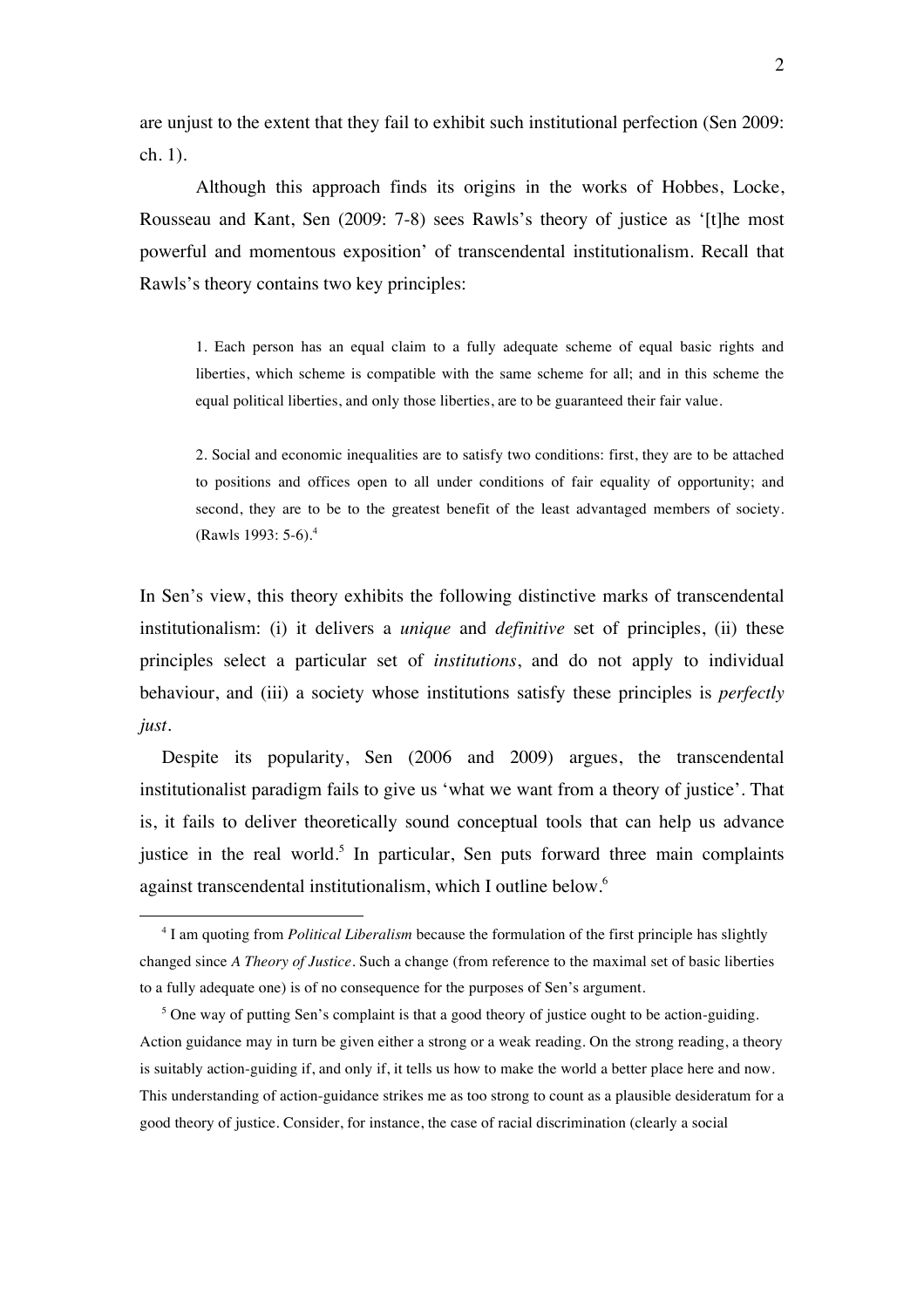are unjust to the extent that they fail to exhibit such institutional perfection (Sen 2009: ch. 1).

Although this approach finds its origins in the works of Hobbes, Locke, Rousseau and Kant, Sen (2009: 7-8) sees Rawls's theory of justice as '[t]he most powerful and momentous exposition' of transcendental institutionalism. Recall that Rawls's theory contains two key principles:

> 1. Each person has an equal claim to a fully adequate scheme of equal basic rights and liberties, which scheme is compatible with the same scheme for all; and in this scheme the equal political liberties, and only those liberties, are to be guaranteed their fair value.
>
> 2. Social and economic inequalities are to satisfy two conditions: first, they are to be attached to positions and offices open to all under conditions of fair equality of opportunity; and second, they are to be to the greatest benefit of the least advantaged members of society. (Rawls 1993: 5-6).[4]

In Sen's view, this theory exhibits the following distinctive marks of transcendental institutionalism: (i) it delivers a *unique* and *definitive* set of principles, (ii) these principles select a particular set of *institutions*, and do not apply to individual behaviour, and (iii) a society whose institutions satisfy these principles is *perfectly just*.

Despite its popularity, Sen (2006 and 2009) argues, the transcendental institutionalist paradigm fails to give us 'what we want from a theory of justice'. That is, it fails to deliver theoretically sound conceptual tools that can help us advance justice in the real world.[5] In particular, Sen puts forward three main complaints against transcendental institutionalism, which I outline below.[6]

---

[4] I am quoting from *Political Liberalism* because the formulation of the first principle has slightly changed since *A Theory of Justice*. Such a change (from reference to the maximal set of basic liberties to a fully adequate one) is of no consequence for the purposes of Sen's argument.

[5] One way of putting Sen's complaint is that a good theory of justice ought to be action-guiding. Action guidance may in turn be given either a strong or a weak reading. On the strong reading, a theory is suitably action-guiding if, and only if, it tells us how to make the world a better place here and now. This understanding of action-guidance strikes me as too strong to count as a plausible desideratum for a good theory of justice. Consider, for instance, the case of racial discrimination (clearly a social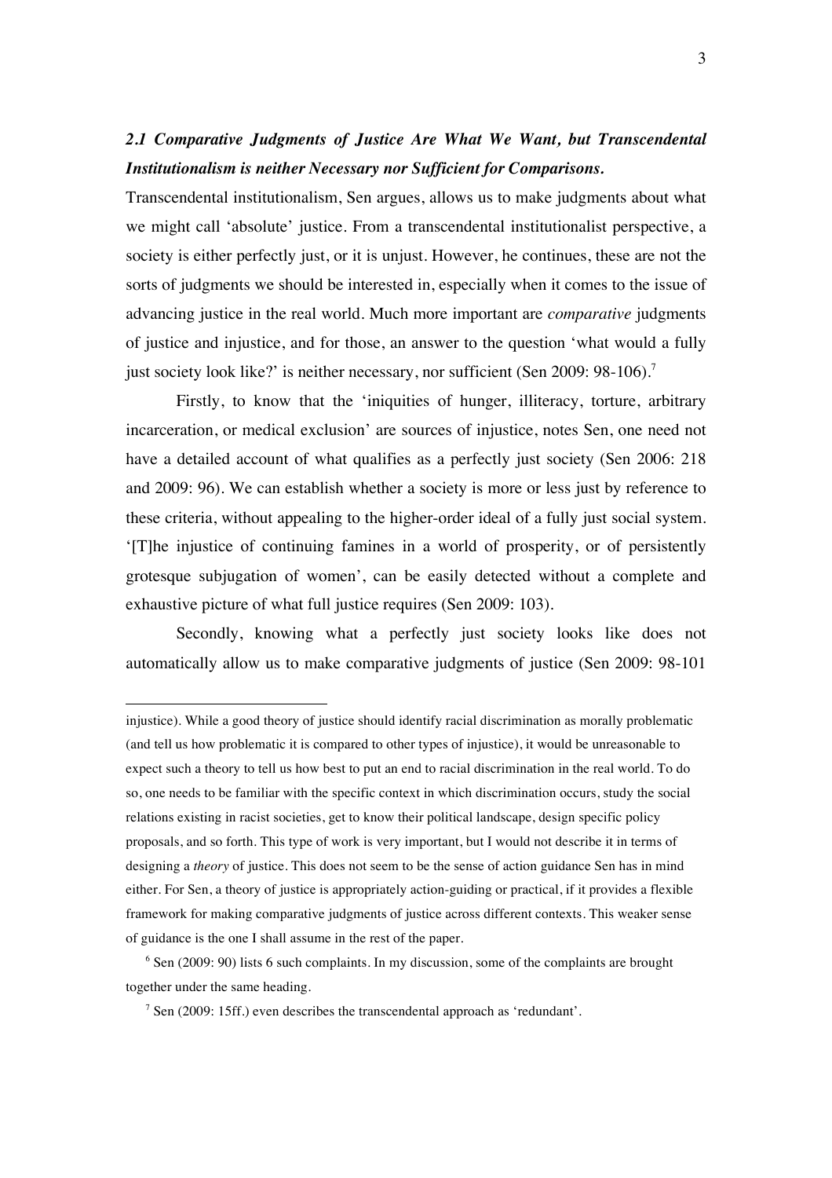### *2.1 Comparative Judgments of Justice Are What We Want, but Transcendental Institutionalism is neither Necessary nor Sufficient for Comparisons.*

Transcendental institutionalism, Sen argues, allows us to make judgments about what we might call 'absolute' justice. From a transcendental institutionalist perspective, a society is either perfectly just, or it is unjust. However, he continues, these are not the sorts of judgments we should be interested in, especially when it comes to the issue of advancing justice in the real world. Much more important are *comparative* judgments of justice and injustice, and for those, an answer to the question 'what would a fully just society look like?' is neither necessary, nor sufficient (Sen 2009: 98-106).[7]

Firstly, to know that the 'iniquities of hunger, illiteracy, torture, arbitrary incarceration, or medical exclusion' are sources of injustice, notes Sen, one need not have a detailed account of what qualifies as a perfectly just society (Sen 2006: 218 and 2009: 96). We can establish whether a society is more or less just by reference to these criteria, without appealing to the higher-order ideal of a fully just social system. '[T]he injustice of continuing famines in a world of prosperity, or of persistently grotesque subjugation of women', can be easily detected without a complete and exhaustive picture of what full justice requires (Sen 2009: 103).

Secondly, knowing what a perfectly just society looks like does not automatically allow us to make comparative judgments of justice (Sen 2009: 98-101

---

injustice). While a good theory of justice should identify racial discrimination as morally problematic (and tell us how problematic it is compared to other types of injustice), it would be unreasonable to expect such a theory to tell us how best to put an end to racial discrimination in the real world. To do so, one needs to be familiar with the specific context in which discrimination occurs, study the social relations existing in racist societies, get to know their political landscape, design specific policy proposals, and so forth. This type of work is very important, but I would not describe it in terms of designing a *theory* of justice. This does not seem to be the sense of action guidance Sen has in mind either. For Sen, a theory of justice is appropriately action-guiding or practical, if it provides a flexible framework for making comparative judgments of justice across different contexts. This weaker sense of guidance is the one I shall assume in the rest of the paper.

[6] Sen (2009: 90) lists 6 such complaints. In my discussion, some of the complaints are brought together under the same heading.

[7] Sen (2009: 15ff.) even describes the transcendental approach as 'redundant'.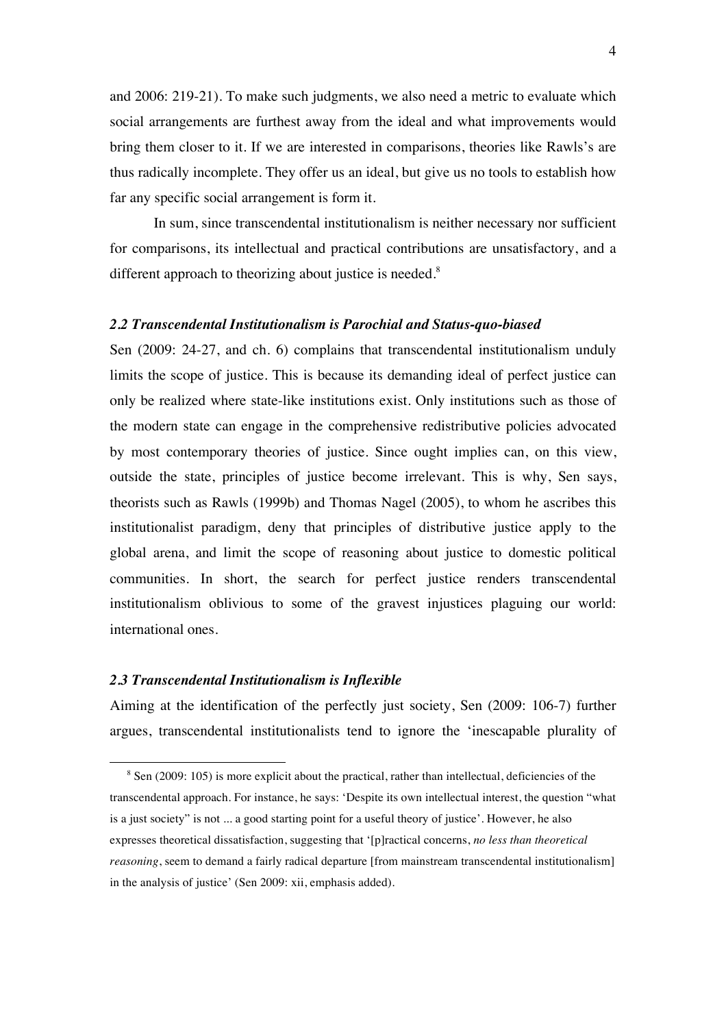and 2006: 219-21). To make such judgments, we also need a metric to evaluate which social arrangements are furthest away from the ideal and what improvements would bring them closer to it. If we are interested in comparisons, theories like Rawls's are thus radically incomplete. They offer us an ideal, but give us no tools to establish how far any specific social arrangement is form it.

In sum, since transcendental institutionalism is neither necessary nor sufficient for comparisons, its intellectual and practical contributions are unsatisfactory, and a different approach to theorizing about justice is needed.[8]

### *2.2 Transcendental Institutionalism is Parochial and Status-quo-biased*

Sen (2009: 24-27, and ch. 6) complains that transcendental institutionalism unduly limits the scope of justice. This is because its demanding ideal of perfect justice can only be realized where state-like institutions exist. Only institutions such as those of the modern state can engage in the comprehensive redistributive policies advocated by most contemporary theories of justice. Since ought implies can, on this view, outside the state, principles of justice become irrelevant. This is why, Sen says, theorists such as Rawls (1999b) and Thomas Nagel (2005), to whom he ascribes this institutionalist paradigm, deny that principles of distributive justice apply to the global arena, and limit the scope of reasoning about justice to domestic political communities. In short, the search for perfect justice renders transcendental institutionalism oblivious to some of the gravest injustices plaguing our world: international ones.

### *2.3 Transcendental Institutionalism is Inflexible*

Aiming at the identification of the perfectly just society, Sen (2009: 106-7) further argues, transcendental institutionalists tend to ignore the 'inescapable plurality of

[8] Sen (2009: 105) is more explicit about the practical, rather than intellectual, deficiencies of the transcendental approach. For instance, he says: 'Despite its own intellectual interest, the question "what is a just society" is not ... a good starting point for a useful theory of justice'. However, he also expresses theoretical dissatisfaction, suggesting that '[p]ractical concerns, *no less than theoretical reasoning*, seem to demand a fairly radical departure [from mainstream transcendental institutionalism] in the analysis of justice' (Sen 2009: xii, emphasis added).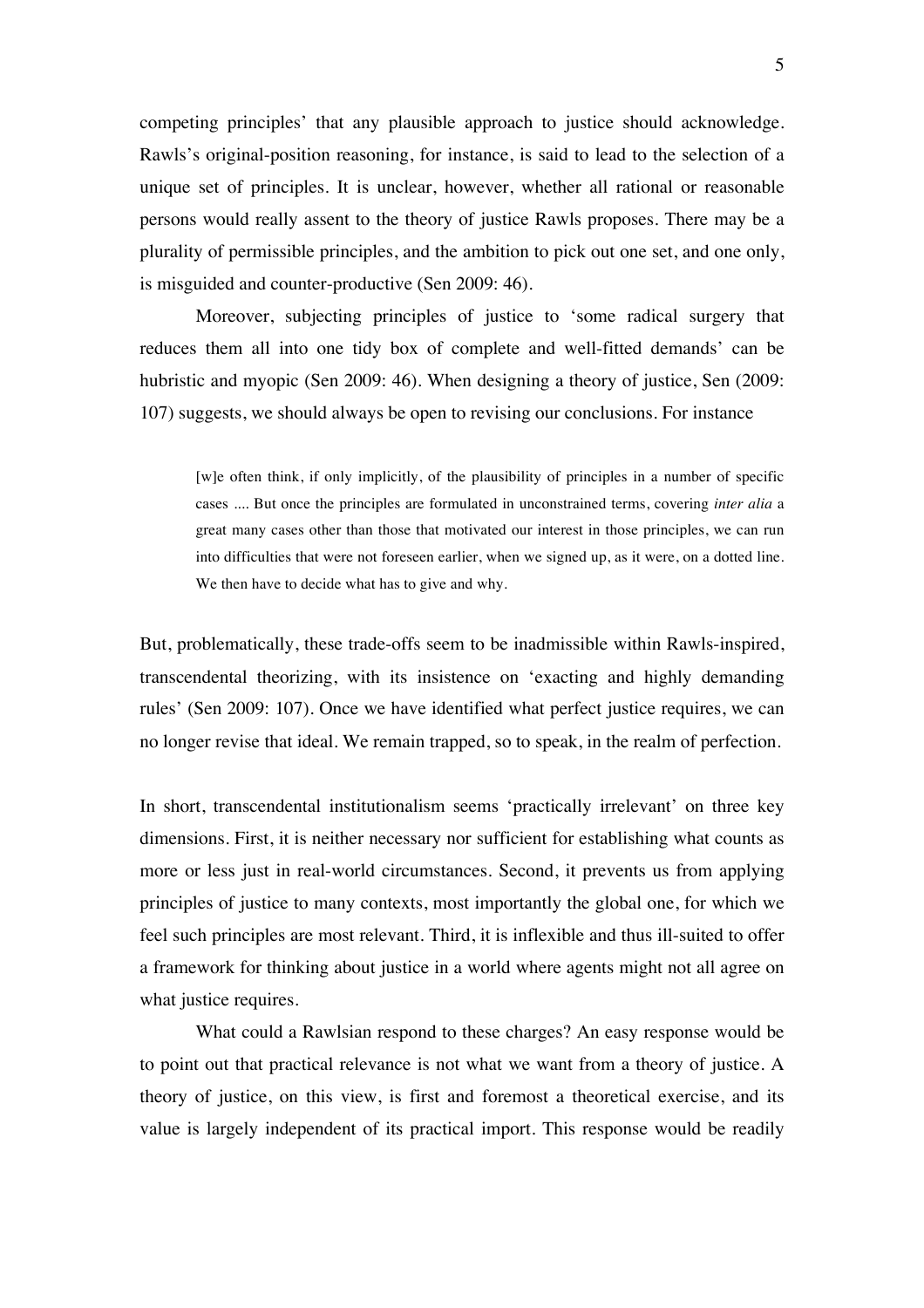competing principles' that any plausible approach to justice should acknowledge. Rawls's original-position reasoning, for instance, is said to lead to the selection of a unique set of principles. It is unclear, however, whether all rational or reasonable persons would really assent to the theory of justice Rawls proposes. There may be a plurality of permissible principles, and the ambition to pick out one set, and one only, is misguided and counter-productive (Sen 2009: 46).

Moreover, subjecting principles of justice to 'some radical surgery that reduces them all into one tidy box of complete and well-fitted demands' can be hubristic and myopic (Sen 2009: 46). When designing a theory of justice, Sen (2009: 107) suggests, we should always be open to revising our conclusions. For instance

> [w]e often think, if only implicitly, of the plausibility of principles in a number of specific cases .... But once the principles are formulated in unconstrained terms, covering *inter alia* a great many cases other than those that motivated our interest in those principles, we can run into difficulties that were not foreseen earlier, when we signed up, as it were, on a dotted line. We then have to decide what has to give and why.

But, problematically, these trade-offs seem to be inadmissible within Rawls-inspired, transcendental theorizing, with its insistence on 'exacting and highly demanding rules' (Sen 2009: 107). Once we have identified what perfect justice requires, we can no longer revise that ideal. We remain trapped, so to speak, in the realm of perfection.

In short, transcendental institutionalism seems 'practically irrelevant' on three key dimensions. First, it is neither necessary nor sufficient for establishing what counts as more or less just in real-world circumstances. Second, it prevents us from applying principles of justice to many contexts, most importantly the global one, for which we feel such principles are most relevant. Third, it is inflexible and thus ill-suited to offer a framework for thinking about justice in a world where agents might not all agree on what justice requires.

What could a Rawlsian respond to these charges? An easy response would be to point out that practical relevance is not what we want from a theory of justice. A theory of justice, on this view, is first and foremost a theoretical exercise, and its value is largely independent of its practical import. This response would be readily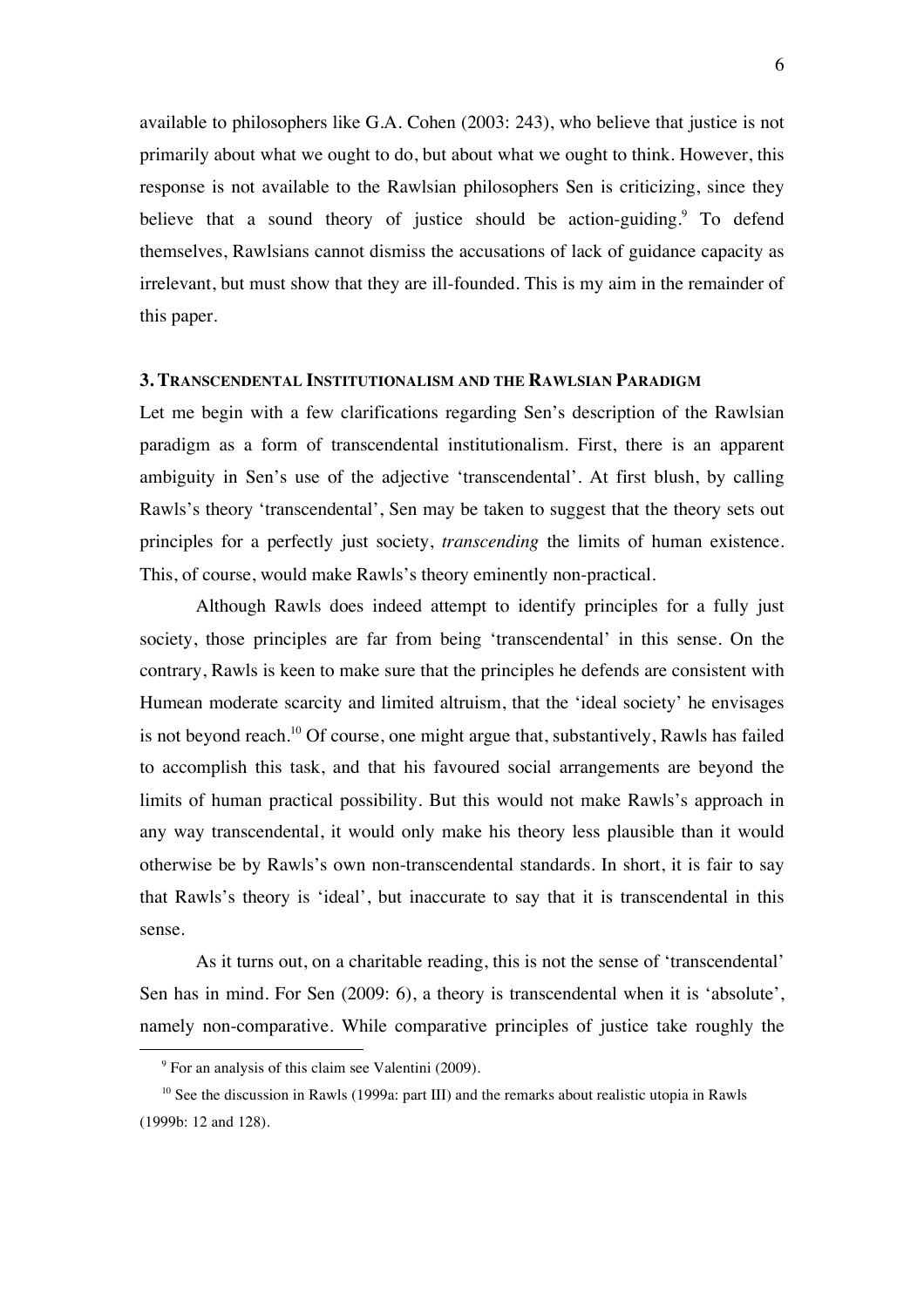available to philosophers like G.A. Cohen (2003: 243), who believe that justice is not primarily about what we ought to do, but about what we ought to think. However, this response is not available to the Rawlsian philosophers Sen is criticizing, since they believe that a sound theory of justice should be action-guiding.[9] To defend themselves, Rawlsians cannot dismiss the accusations of lack of guidance capacity as irrelevant, but must show that they are ill-founded. This is my aim in the remainder of this paper.

### 3. Transcendental Institutionalism and the Rawlsian Paradigm

Let me begin with a few clarifications regarding Sen's description of the Rawlsian paradigm as a form of transcendental institutionalism. First, there is an apparent ambiguity in Sen's use of the adjective 'transcendental'. At first blush, by calling Rawls's theory 'transcendental', Sen may be taken to suggest that the theory sets out principles for a perfectly just society, *transcending* the limits of human existence. This, of course, would make Rawls's theory eminently non-practical.

Although Rawls does indeed attempt to identify principles for a fully just society, those principles are far from being 'transcendental' in this sense. On the contrary, Rawls is keen to make sure that the principles he defends are consistent with Humean moderate scarcity and limited altruism, that the 'ideal society' he envisages is not beyond reach.[10] Of course, one might argue that, substantively, Rawls has failed to accomplish this task, and that his favoured social arrangements are beyond the limits of human practical possibility. But this would not make Rawls's approach in any way transcendental, it would only make his theory less plausible than it would otherwise be by Rawls's own non-transcendental standards. In short, it is fair to say that Rawls's theory is 'ideal', but inaccurate to say that it is transcendental in this sense.

As it turns out, on a charitable reading, this is not the sense of 'transcendental' Sen has in mind. For Sen (2009: 6), a theory is transcendental when it is 'absolute', namely non-comparative. While comparative principles of justice take roughly the

[9] For an analysis of this claim see Valentini (2009).

[10] See the discussion in Rawls (1999a: part III) and the remarks about realistic utopia in Rawls (1999b: 12 and 128).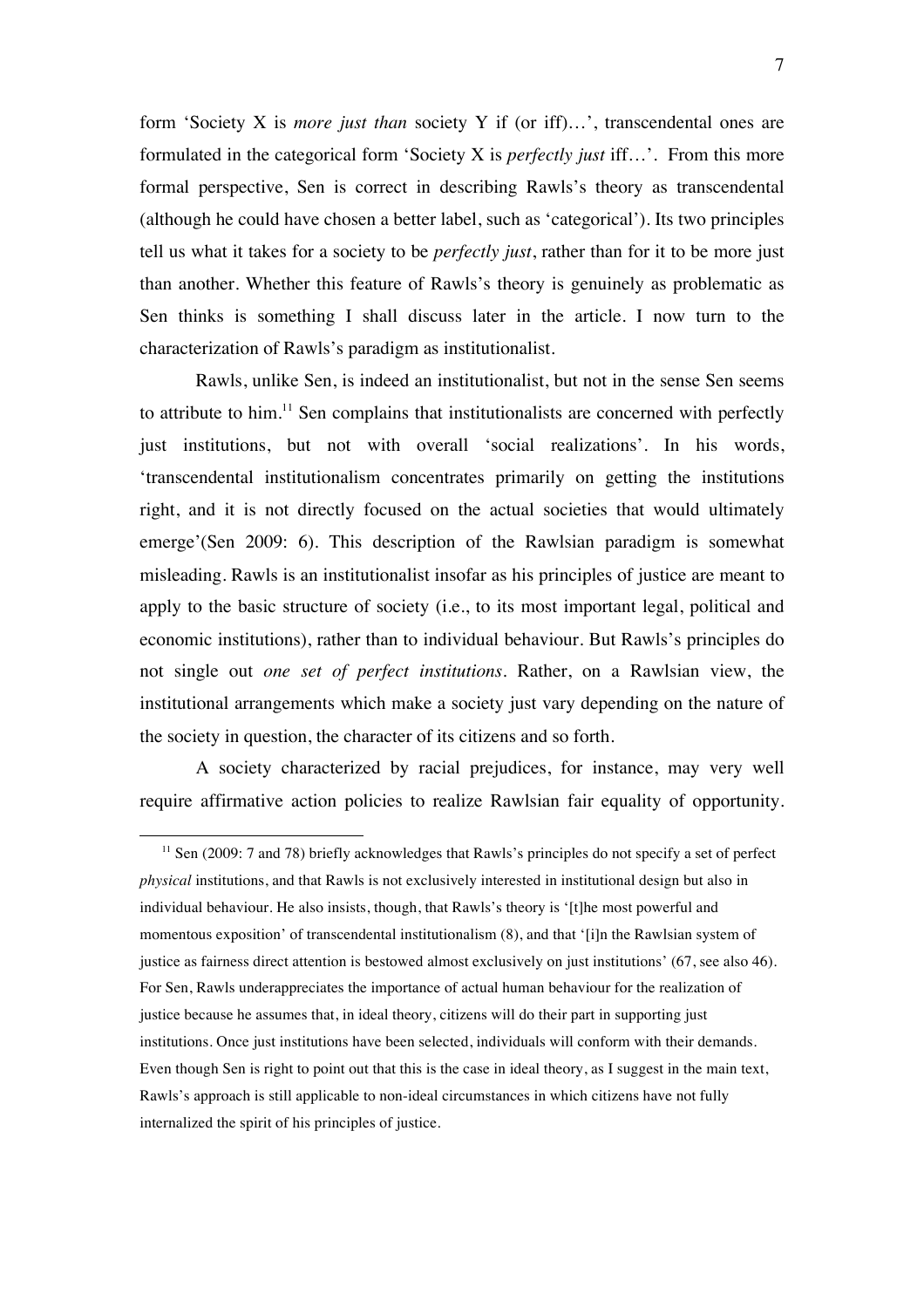form 'Society X is *more just than* society Y if (or iff)…', transcendental ones are formulated in the categorical form 'Society X is *perfectly just* iff…'. From this more formal perspective, Sen is correct in describing Rawls's theory as transcendental (although he could have chosen a better label, such as 'categorical'). Its two principles tell us what it takes for a society to be *perfectly just*, rather than for it to be more just than another. Whether this feature of Rawls's theory is genuinely as problematic as Sen thinks is something I shall discuss later in the article. I now turn to the characterization of Rawls's paradigm as institutionalist.

Rawls, unlike Sen, is indeed an institutionalist, but not in the sense Sen seems to attribute to him.[11] Sen complains that institutionalists are concerned with perfectly just institutions, but not with overall 'social realizations'. In his words, 'transcendental institutionalism concentrates primarily on getting the institutions right, and it is not directly focused on the actual societies that would ultimately emerge'(Sen 2009: 6). This description of the Rawlsian paradigm is somewhat misleading. Rawls is an institutionalist insofar as his principles of justice are meant to apply to the basic structure of society (i.e., to its most important legal, political and economic institutions), rather than to individual behaviour. But Rawls's principles do not single out *one set of perfect institutions*. Rather, on a Rawlsian view, the institutional arrangements which make a society just vary depending on the nature of the society in question, the character of its citizens and so forth.

A society characterized by racial prejudices, for instance, may very well require affirmative action policies to realize Rawlsian fair equality of opportunity.

[11] Sen (2009: 7 and 78) briefly acknowledges that Rawls's principles do not specify a set of perfect *physical* institutions, and that Rawls is not exclusively interested in institutional design but also in individual behaviour. He also insists, though, that Rawls's theory is '[t]he most powerful and momentous exposition' of transcendental institutionalism (8), and that '[i]n the Rawlsian system of justice as fairness direct attention is bestowed almost exclusively on just institutions' (67, see also 46). For Sen, Rawls underappreciates the importance of actual human behaviour for the realization of justice because he assumes that, in ideal theory, citizens will do their part in supporting just institutions. Once just institutions have been selected, individuals will conform with their demands. Even though Sen is right to point out that this is the case in ideal theory, as I suggest in the main text, Rawls's approach is still applicable to non-ideal circumstances in which citizens have not fully internalized the spirit of his principles of justice.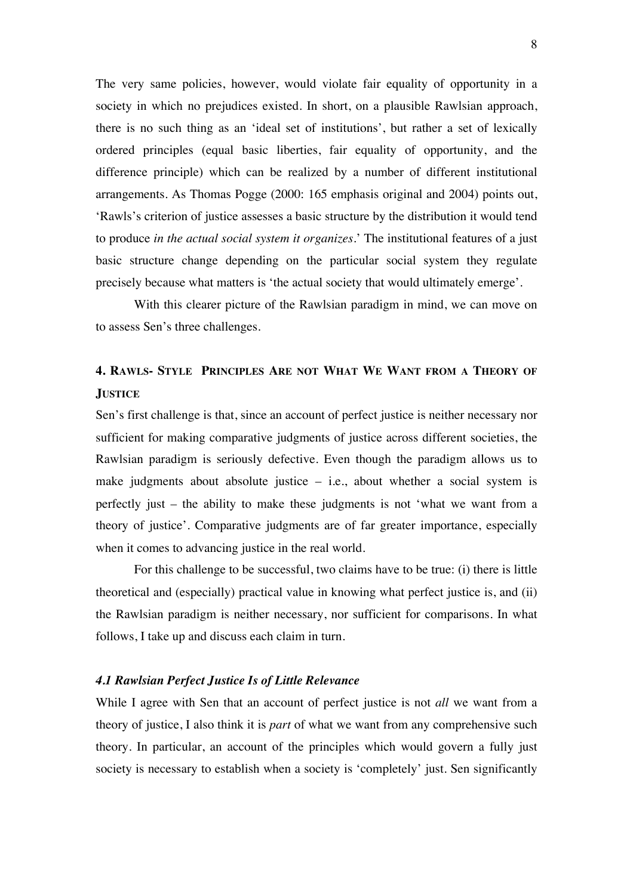The very same policies, however, would violate fair equality of opportunity in a society in which no prejudices existed. In short, on a plausible Rawlsian approach, there is no such thing as an 'ideal set of institutions', but rather a set of lexically ordered principles (equal basic liberties, fair equality of opportunity, and the difference principle) which can be realized by a number of different institutional arrangements. As Thomas Pogge (2000: 165 emphasis original and 2004) points out, 'Rawls's criterion of justice assesses a basic structure by the distribution it would tend to produce *in the actual social system it organizes*.' The institutional features of a just basic structure change depending on the particular social system they regulate precisely because what matters is 'the actual society that would ultimately emerge'.

With this clearer picture of the Rawlsian paradigm in mind, we can move on to assess Sen's three challenges.

## 4. Rawls- Style Principles Are not What We Want from a Theory of Justice

Sen's first challenge is that, since an account of perfect justice is neither necessary nor sufficient for making comparative judgments of justice across different societies, the Rawlsian paradigm is seriously defective. Even though the paradigm allows us to make judgments about absolute justice – i.e., about whether a social system is perfectly just – the ability to make these judgments is not 'what we want from a theory of justice'. Comparative judgments are of far greater importance, especially when it comes to advancing justice in the real world.

For this challenge to be successful, two claims have to be true: (i) there is little theoretical and (especially) practical value in knowing what perfect justice is, and (ii) the Rawlsian paradigm is neither necessary, nor sufficient for comparisons. In what follows, I take up and discuss each claim in turn.

### *4.1 Rawlsian Perfect Justice Is of Little Relevance*

While I agree with Sen that an account of perfect justice is not *all* we want from a theory of justice, I also think it is *part* of what we want from any comprehensive such theory. In particular, an account of the principles which would govern a fully just society is necessary to establish when a society is 'completely' just. Sen significantly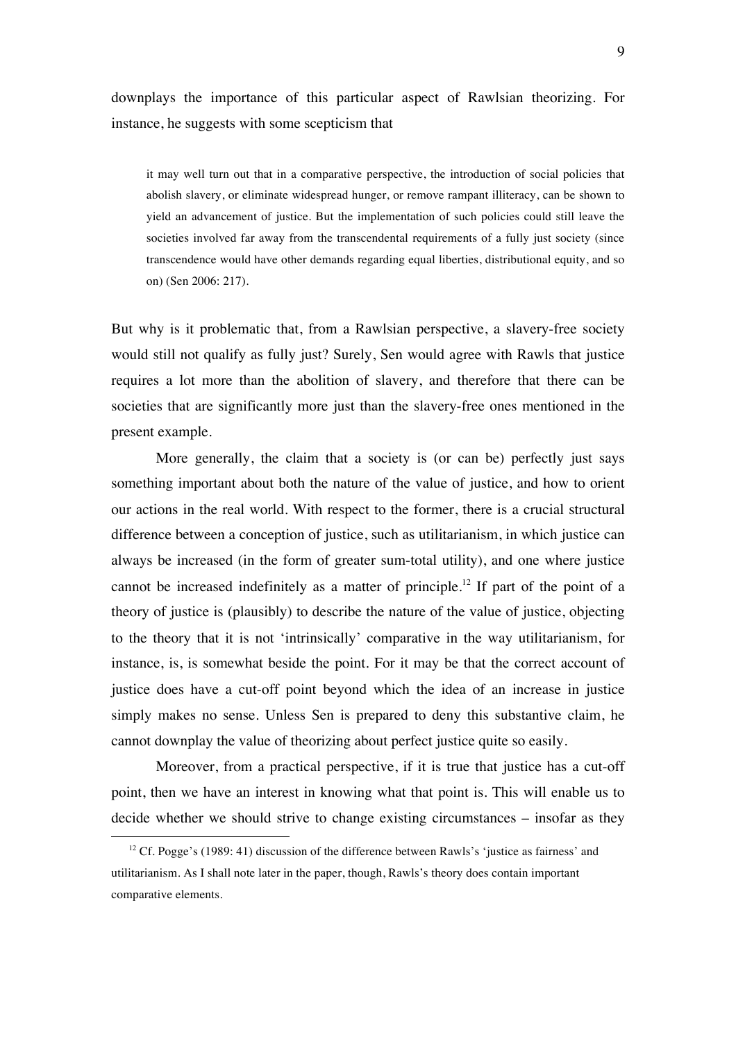downplays the importance of this particular aspect of Rawlsian theorizing. For instance, he suggests with some scepticism that

> it may well turn out that in a comparative perspective, the introduction of social policies that abolish slavery, or eliminate widespread hunger, or remove rampant illiteracy, can be shown to yield an advancement of justice. But the implementation of such policies could still leave the societies involved far away from the transcendental requirements of a fully just society (since transcendence would have other demands regarding equal liberties, distributional equity, and so on) (Sen 2006: 217).

But why is it problematic that, from a Rawlsian perspective, a slavery-free society would still not qualify as fully just? Surely, Sen would agree with Rawls that justice requires a lot more than the abolition of slavery, and therefore that there can be societies that are significantly more just than the slavery-free ones mentioned in the present example.

More generally, the claim that a society is (or can be) perfectly just says something important about both the nature of the value of justice, and how to orient our actions in the real world. With respect to the former, there is a crucial structural difference between a conception of justice, such as utilitarianism, in which justice can always be increased (in the form of greater sum-total utility), and one where justice cannot be increased indefinitely as a matter of principle.[12] If part of the point of a theory of justice is (plausibly) to describe the nature of the value of justice, objecting to the theory that it is not 'intrinsically' comparative in the way utilitarianism, for instance, is, is somewhat beside the point. For it may be that the correct account of justice does have a cut-off point beyond which the idea of an increase in justice simply makes no sense. Unless Sen is prepared to deny this substantive claim, he cannot downplay the value of theorizing about perfect justice quite so easily.

Moreover, from a practical perspective, if it is true that justice has a cut-off point, then we have an interest in knowing what that point is. This will enable us to decide whether we should strive to change existing circumstances – insofar as they

[12] Cf. Pogge's (1989: 41) discussion of the difference between Rawls's 'justice as fairness' and utilitarianism. As I shall note later in the paper, though, Rawls's theory does contain important comparative elements.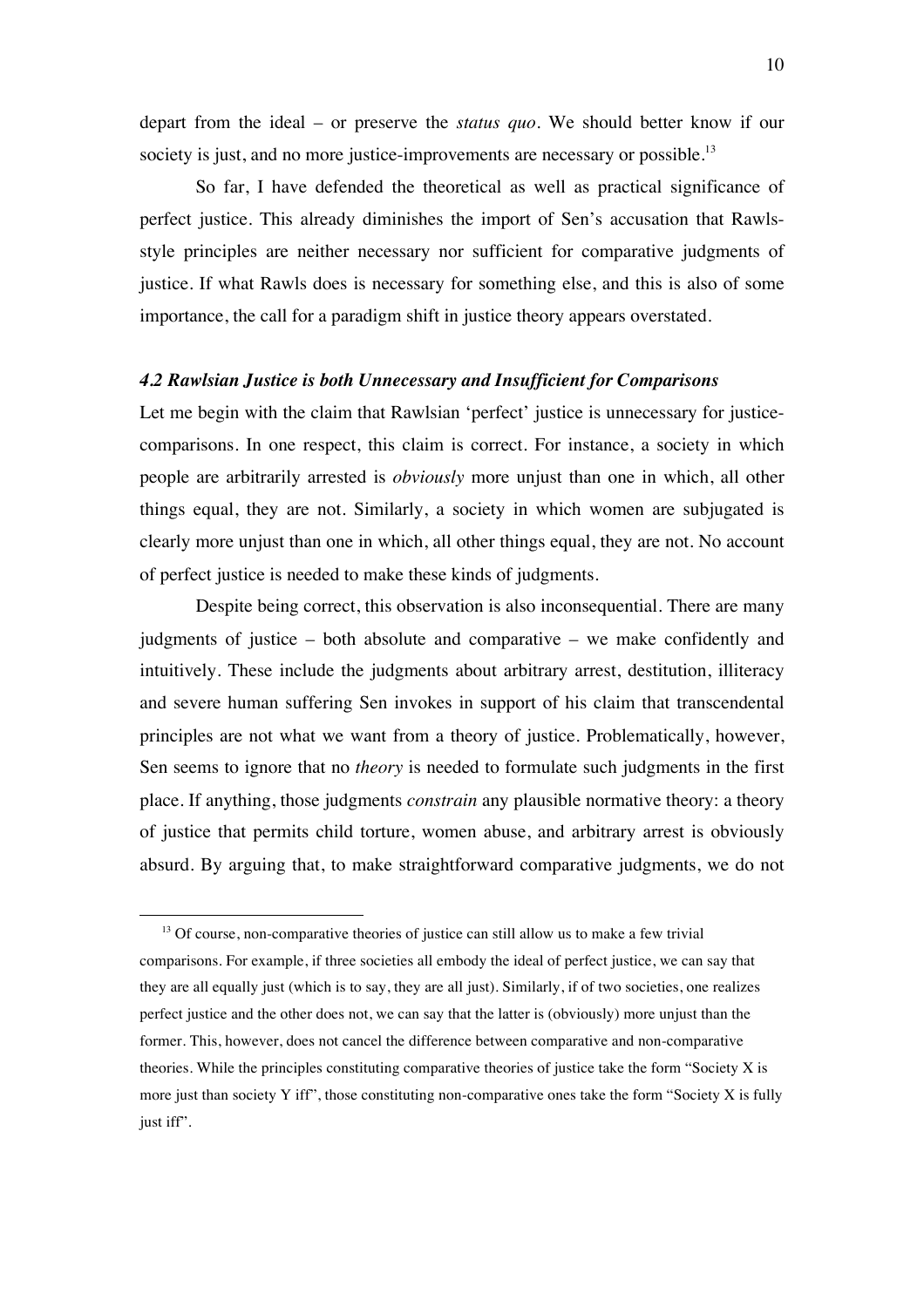depart from the ideal – or preserve the *status quo*. We should better know if our society is just, and no more justice-improvements are necessary or possible.[13]

So far, I have defended the theoretical as well as practical significance of perfect justice. This already diminishes the import of Sen's accusation that Rawls-style principles are neither necessary nor sufficient for comparative judgments of justice. If what Rawls does is necessary for something else, and this is also of some importance, the call for a paradigm shift in justice theory appears overstated.

### *4.2 Rawlsian Justice is both Unnecessary and Insufficient for Comparisons*

Let me begin with the claim that Rawlsian 'perfect' justice is unnecessary for justice-comparisons. In one respect, this claim is correct. For instance, a society in which people are arbitrarily arrested is *obviously* more unjust than one in which, all other things equal, they are not. Similarly, a society in which women are subjugated is clearly more unjust than one in which, all other things equal, they are not. No account of perfect justice is needed to make these kinds of judgments.

Despite being correct, this observation is also inconsequential. There are many judgments of justice – both absolute and comparative – we make confidently and intuitively. These include the judgments about arbitrary arrest, destitution, illiteracy and severe human suffering Sen invokes in support of his claim that transcendental principles are not what we want from a theory of justice. Problematically, however, Sen seems to ignore that no *theory* is needed to formulate such judgments in the first place. If anything, those judgments *constrain* any plausible normative theory: a theory of justice that permits child torture, women abuse, and arbitrary arrest is obviously absurd. By arguing that, to make straightforward comparative judgments, we do not

---

[13] Of course, non-comparative theories of justice can still allow us to make a few trivial comparisons. For example, if three societies all embody the ideal of perfect justice, we can say that they are all equally just (which is to say, they are all just). Similarly, if of two societies, one realizes perfect justice and the other does not, we can say that the latter is (obviously) more unjust than the former. This, however, does not cancel the difference between comparative and non-comparative theories. While the principles constituting comparative theories of justice take the form "Society X is more just than society Y iff", those constituting non-comparative ones take the form "Society X is fully just iff".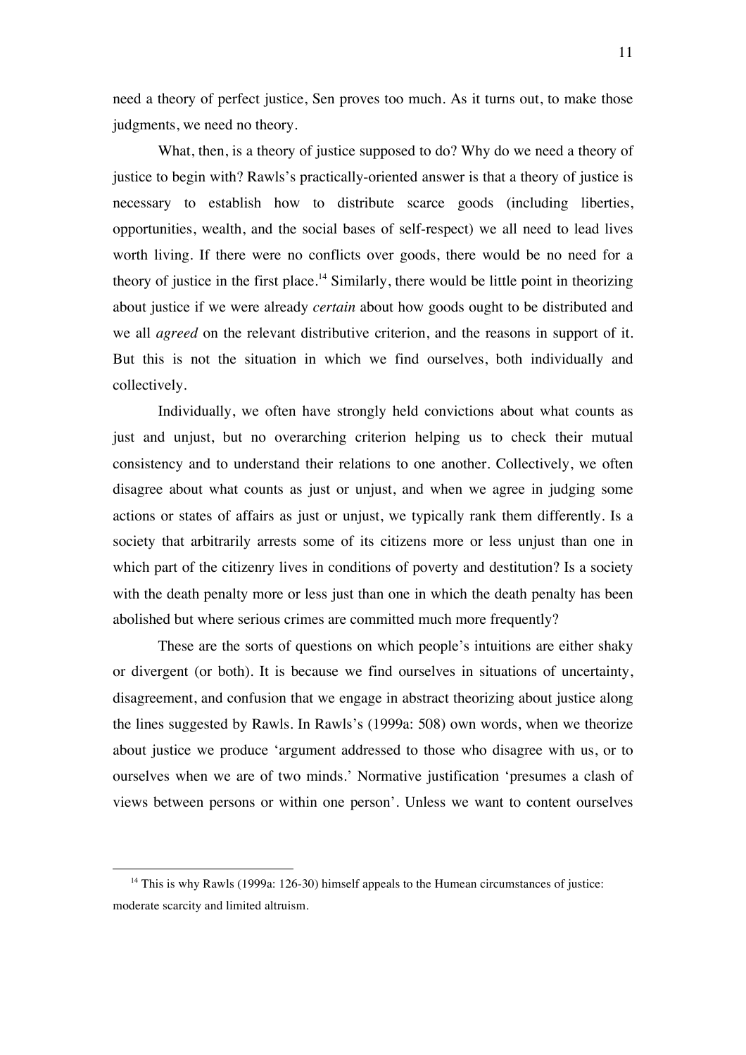need a theory of perfect justice, Sen proves too much. As it turns out, to make those judgments, we need no theory.

What, then, is a theory of justice supposed to do? Why do we need a theory of justice to begin with? Rawls's practically-oriented answer is that a theory of justice is necessary to establish how to distribute scarce goods (including liberties, opportunities, wealth, and the social bases of self-respect) we all need to lead lives worth living. If there were no conflicts over goods, there would be no need for a theory of justice in the first place.[14] Similarly, there would be little point in theorizing about justice if we were already *certain* about how goods ought to be distributed and we all *agreed* on the relevant distributive criterion, and the reasons in support of it. But this is not the situation in which we find ourselves, both individually and collectively.

Individually, we often have strongly held convictions about what counts as just and unjust, but no overarching criterion helping us to check their mutual consistency and to understand their relations to one another. Collectively, we often disagree about what counts as just or unjust, and when we agree in judging some actions or states of affairs as just or unjust, we typically rank them differently. Is a society that arbitrarily arrests some of its citizens more or less unjust than one in which part of the citizenry lives in conditions of poverty and destitution? Is a society with the death penalty more or less just than one in which the death penalty has been abolished but where serious crimes are committed much more frequently?

These are the sorts of questions on which people's intuitions are either shaky or divergent (or both). It is because we find ourselves in situations of uncertainty, disagreement, and confusion that we engage in abstract theorizing about justice along the lines suggested by Rawls. In Rawls's (1999a: 508) own words, when we theorize about justice we produce 'argument addressed to those who disagree with us, or to ourselves when we are of two minds.' Normative justification 'presumes a clash of views between persons or within one person'. Unless we want to content ourselves

[14] This is why Rawls (1999a: 126-30) himself appeals to the Humean circumstances of justice: moderate scarcity and limited altruism.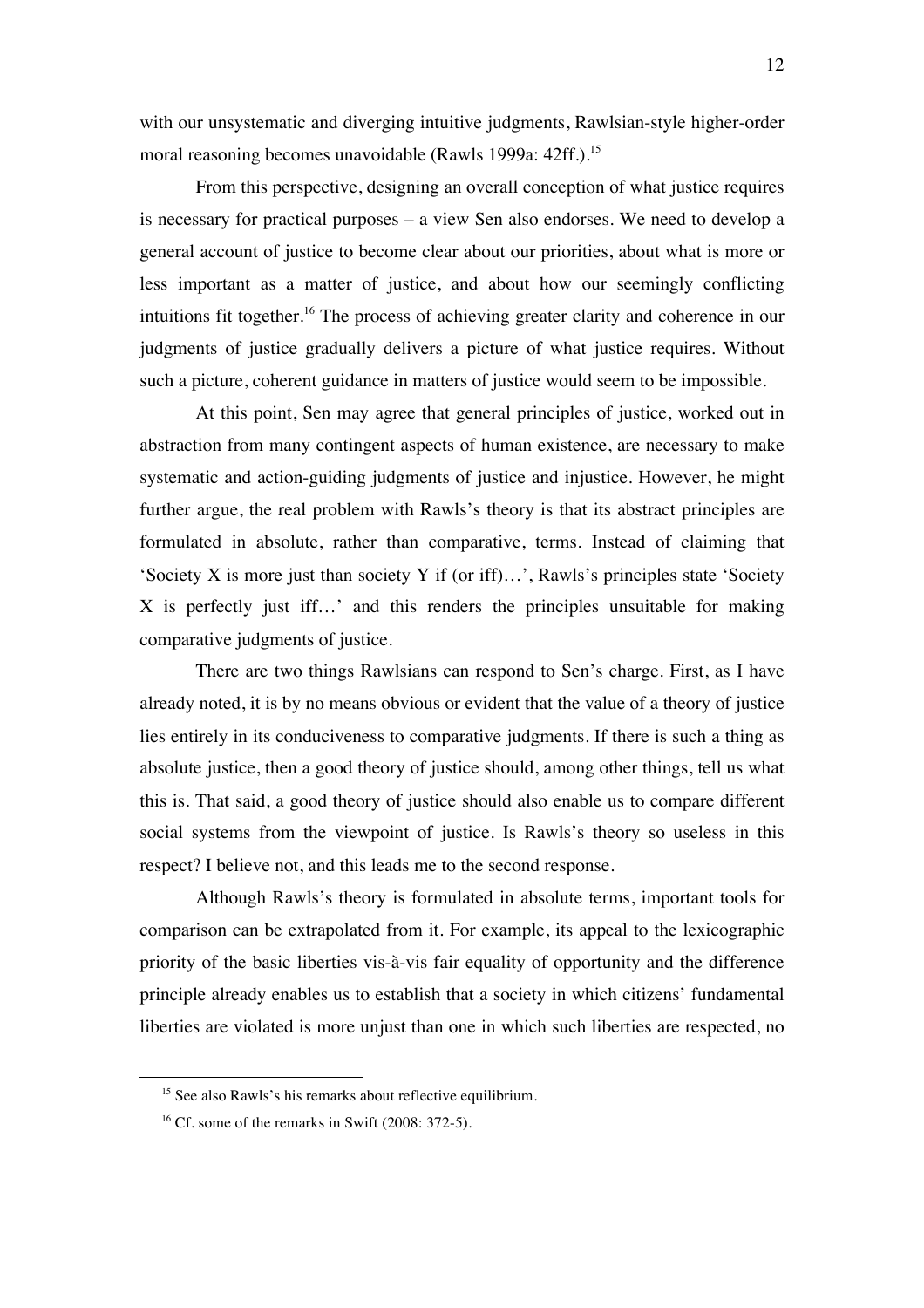with our unsystematic and diverging intuitive judgments, Rawlsian-style higher-order moral reasoning becomes unavoidable (Rawls 1999a: 42ff.).[15]

From this perspective, designing an overall conception of what justice requires is necessary for practical purposes – a view Sen also endorses. We need to develop a general account of justice to become clear about our priorities, about what is more or less important as a matter of justice, and about how our seemingly conflicting intuitions fit together.[16] The process of achieving greater clarity and coherence in our judgments of justice gradually delivers a picture of what justice requires. Without such a picture, coherent guidance in matters of justice would seem to be impossible.

At this point, Sen may agree that general principles of justice, worked out in abstraction from many contingent aspects of human existence, are necessary to make systematic and action-guiding judgments of justice and injustice. However, he might further argue, the real problem with Rawls's theory is that its abstract principles are formulated in absolute, rather than comparative, terms. Instead of claiming that 'Society X is more just than society Y if (or iff)…', Rawls's principles state 'Society X is perfectly just iff…' and this renders the principles unsuitable for making comparative judgments of justice.

There are two things Rawlsians can respond to Sen's charge. First, as I have already noted, it is by no means obvious or evident that the value of a theory of justice lies entirely in its conduciveness to comparative judgments. If there is such a thing as absolute justice, then a good theory of justice should, among other things, tell us what this is. That said, a good theory of justice should also enable us to compare different social systems from the viewpoint of justice. Is Rawls's theory so useless in this respect? I believe not, and this leads me to the second response.

Although Rawls's theory is formulated in absolute terms, important tools for comparison can be extrapolated from it. For example, its appeal to the lexicographic priority of the basic liberties vis-à-vis fair equality of opportunity and the difference principle already enables us to establish that a society in which citizens' fundamental liberties are violated is more unjust than one in which such liberties are respected, no

[15] See also Rawls's his remarks about reflective equilibrium.

[16] Cf. some of the remarks in Swift (2008: 372-5).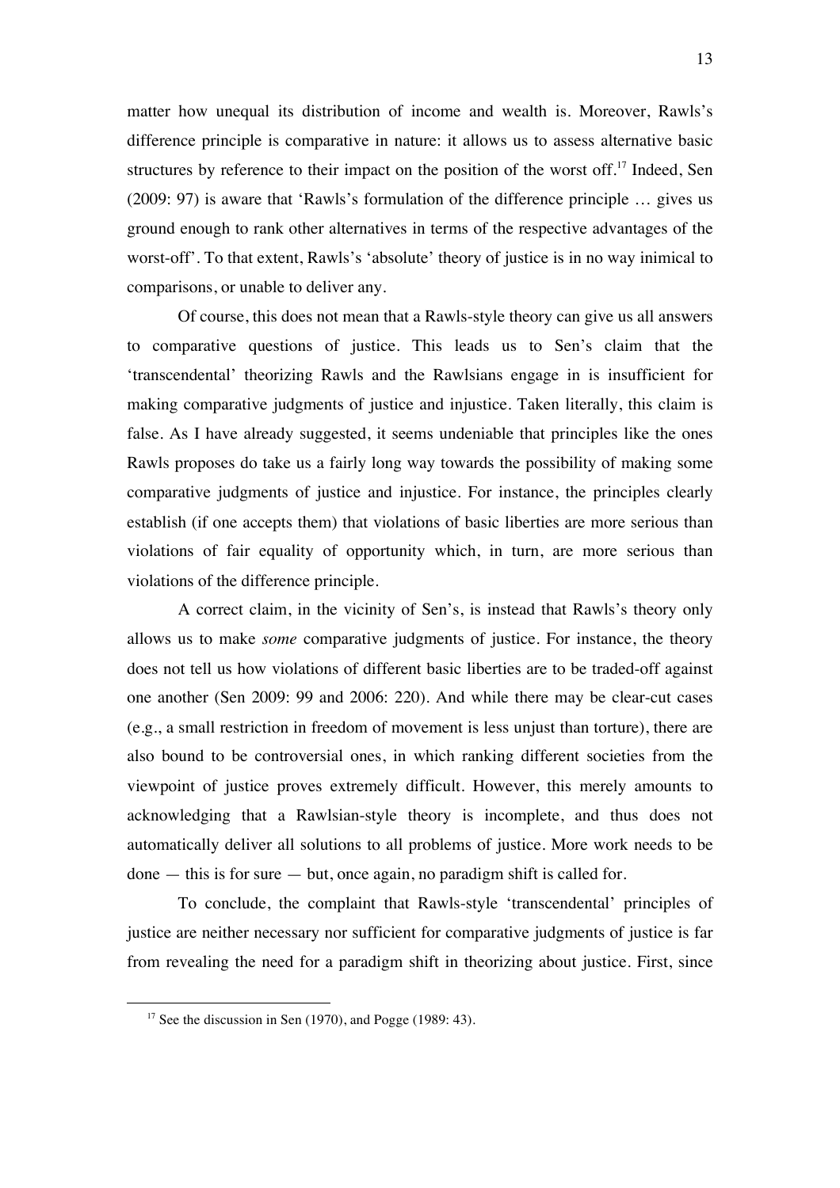matter how unequal its distribution of income and wealth is. Moreover, Rawls's difference principle is comparative in nature: it allows us to assess alternative basic structures by reference to their impact on the position of the worst off.[17] Indeed, Sen (2009: 97) is aware that 'Rawls's formulation of the difference principle … gives us ground enough to rank other alternatives in terms of the respective advantages of the worst-off'. To that extent, Rawls's 'absolute' theory of justice is in no way inimical to comparisons, or unable to deliver any.

Of course, this does not mean that a Rawls-style theory can give us all answers to comparative questions of justice. This leads us to Sen's claim that the 'transcendental' theorizing Rawls and the Rawlsians engage in is insufficient for making comparative judgments of justice and injustice. Taken literally, this claim is false. As I have already suggested, it seems undeniable that principles like the ones Rawls proposes do take us a fairly long way towards the possibility of making some comparative judgments of justice and injustice. For instance, the principles clearly establish (if one accepts them) that violations of basic liberties are more serious than violations of fair equality of opportunity which, in turn, are more serious than violations of the difference principle.

A correct claim, in the vicinity of Sen's, is instead that Rawls's theory only allows us to make *some* comparative judgments of justice. For instance, the theory does not tell us how violations of different basic liberties are to be traded-off against one another (Sen 2009: 99 and 2006: 220). And while there may be clear-cut cases (e.g., a small restriction in freedom of movement is less unjust than torture), there are also bound to be controversial ones, in which ranking different societies from the viewpoint of justice proves extremely difficult. However, this merely amounts to acknowledging that a Rawlsian-style theory is incomplete, and thus does not automatically deliver all solutions to all problems of justice. More work needs to be done — this is for sure — but, once again, no paradigm shift is called for.

To conclude, the complaint that Rawls-style 'transcendental' principles of justice are neither necessary nor sufficient for comparative judgments of justice is far from revealing the need for a paradigm shift in theorizing about justice. First, since

---

[17] See the discussion in Sen (1970), and Pogge (1989: 43).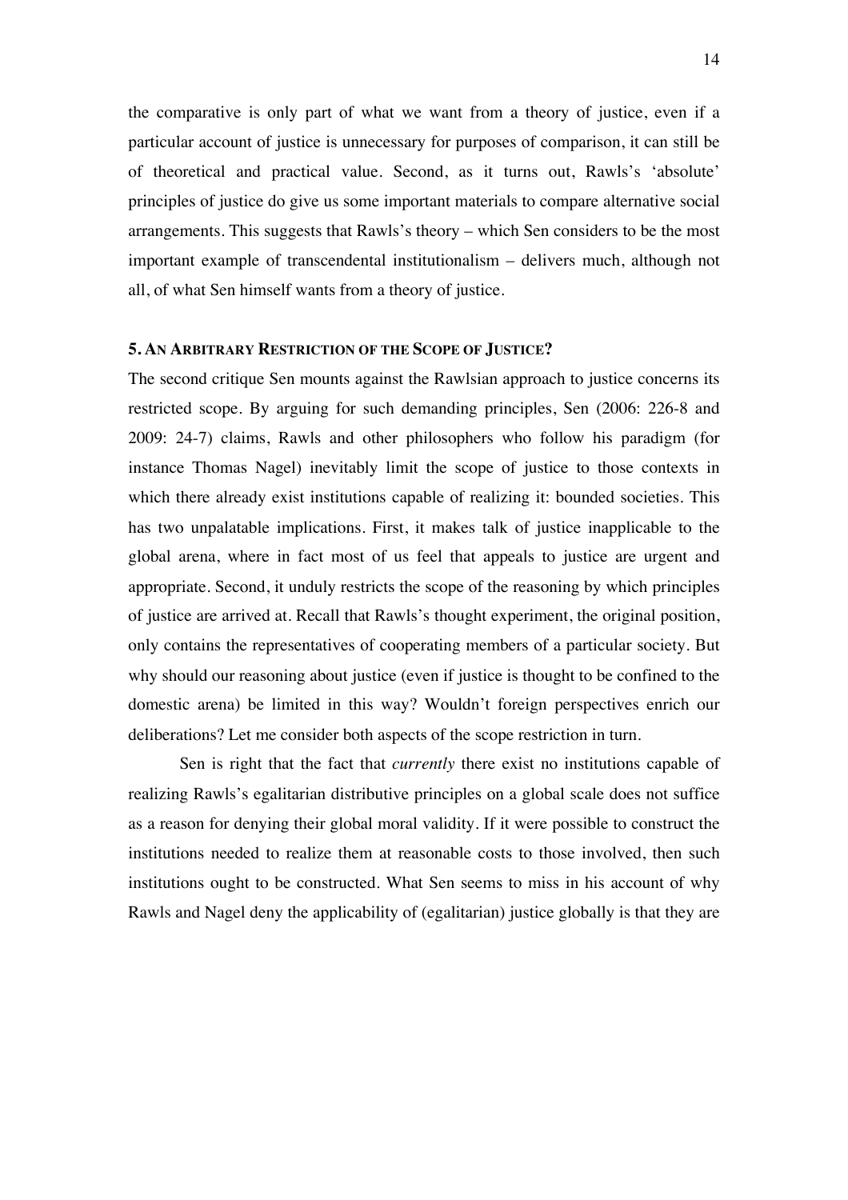the comparative is only part of what we want from a theory of justice, even if a particular account of justice is unnecessary for purposes of comparison, it can still be of theoretical and practical value. Second, as it turns out, Rawls's 'absolute' principles of justice do give us some important materials to compare alternative social arrangements. This suggests that Rawls's theory – which Sen considers to be the most important example of transcendental institutionalism – delivers much, although not all, of what Sen himself wants from a theory of justice.

## 5. An Arbitrary Restriction of the Scope of Justice?

The second critique Sen mounts against the Rawlsian approach to justice concerns its restricted scope. By arguing for such demanding principles, Sen (2006: 226-8 and 2009: 24-7) claims, Rawls and other philosophers who follow his paradigm (for instance Thomas Nagel) inevitably limit the scope of justice to those contexts in which there already exist institutions capable of realizing it: bounded societies. This has two unpalatable implications. First, it makes talk of justice inapplicable to the global arena, where in fact most of us feel that appeals to justice are urgent and appropriate. Second, it unduly restricts the scope of the reasoning by which principles of justice are arrived at. Recall that Rawls's thought experiment, the original position, only contains the representatives of cooperating members of a particular society. But why should our reasoning about justice (even if justice is thought to be confined to the domestic arena) be limited in this way? Wouldn't foreign perspectives enrich our deliberations? Let me consider both aspects of the scope restriction in turn.

Sen is right that the fact that *currently* there exist no institutions capable of realizing Rawls's egalitarian distributive principles on a global scale does not suffice as a reason for denying their global moral validity. If it were possible to construct the institutions needed to realize them at reasonable costs to those involved, then such institutions ought to be constructed. What Sen seems to miss in his account of why Rawls and Nagel deny the applicability of (egalitarian) justice globally is that they are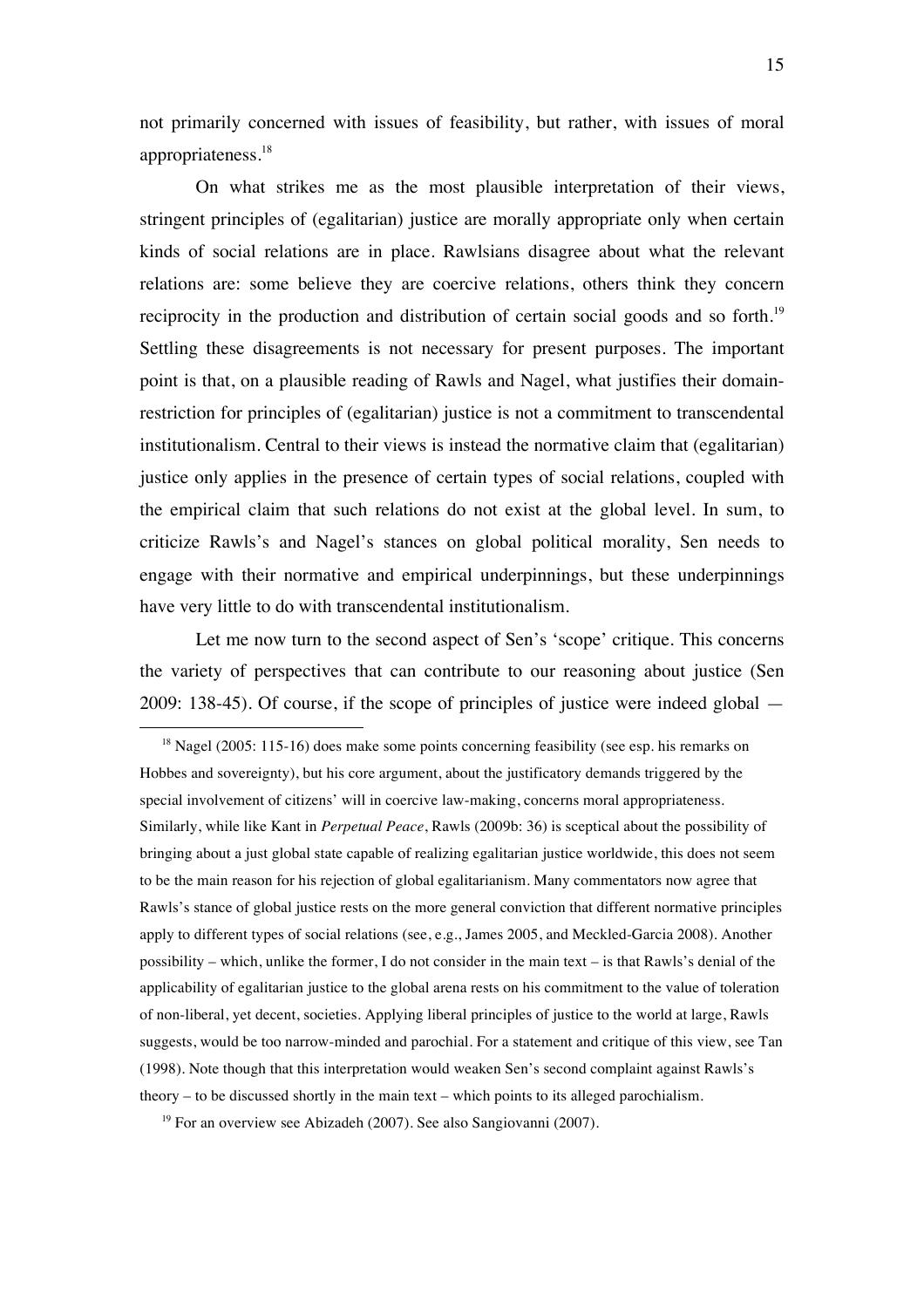not primarily concerned with issues of feasibility, but rather, with issues of moral appropriateness.[18]

On what strikes me as the most plausible interpretation of their views, stringent principles of (egalitarian) justice are morally appropriate only when certain kinds of social relations are in place. Rawlsians disagree about what the relevant relations are: some believe they are coercive relations, others think they concern reciprocity in the production and distribution of certain social goods and so forth.[19] Settling these disagreements is not necessary for present purposes. The important point is that, on a plausible reading of Rawls and Nagel, what justifies their domain-restriction for principles of (egalitarian) justice is not a commitment to transcendental institutionalism. Central to their views is instead the normative claim that (egalitarian) justice only applies in the presence of certain types of social relations, coupled with the empirical claim that such relations do not exist at the global level. In sum, to criticize Rawls's and Nagel's stances on global political morality, Sen needs to engage with their normative and empirical underpinnings, but these underpinnings have very little to do with transcendental institutionalism.

Let me now turn to the second aspect of Sen's 'scope' critique. This concerns the variety of perspectives that can contribute to our reasoning about justice (Sen 2009: 138-45). Of course, if the scope of principles of justice were indeed global —

[18] Nagel (2005: 115-16) does make some points concerning feasibility (see esp. his remarks on Hobbes and sovereignty), but his core argument, about the justificatory demands triggered by the special involvement of citizens' will in coercive law-making, concerns moral appropriateness. Similarly, while like Kant in *Perpetual Peace*, Rawls (2009b: 36) is sceptical about the possibility of bringing about a just global state capable of realizing egalitarian justice worldwide, this does not seem to be the main reason for his rejection of global egalitarianism. Many commentators now agree that Rawls's stance of global justice rests on the more general conviction that different normative principles apply to different types of social relations (see, e.g., James 2005, and Meckled-Garcia 2008). Another possibility – which, unlike the former, I do not consider in the main text – is that Rawls's denial of the applicability of egalitarian justice to the global arena rests on his commitment to the value of toleration of non-liberal, yet decent, societies. Applying liberal principles of justice to the world at large, Rawls suggests, would be too narrow-minded and parochial. For a statement and critique of this view, see Tan (1998). Note though that this interpretation would weaken Sen's second complaint against Rawls's theory – to be discussed shortly in the main text – which points to its alleged parochialism.

[19] For an overview see Abizadeh (2007). See also Sangiovanni (2007).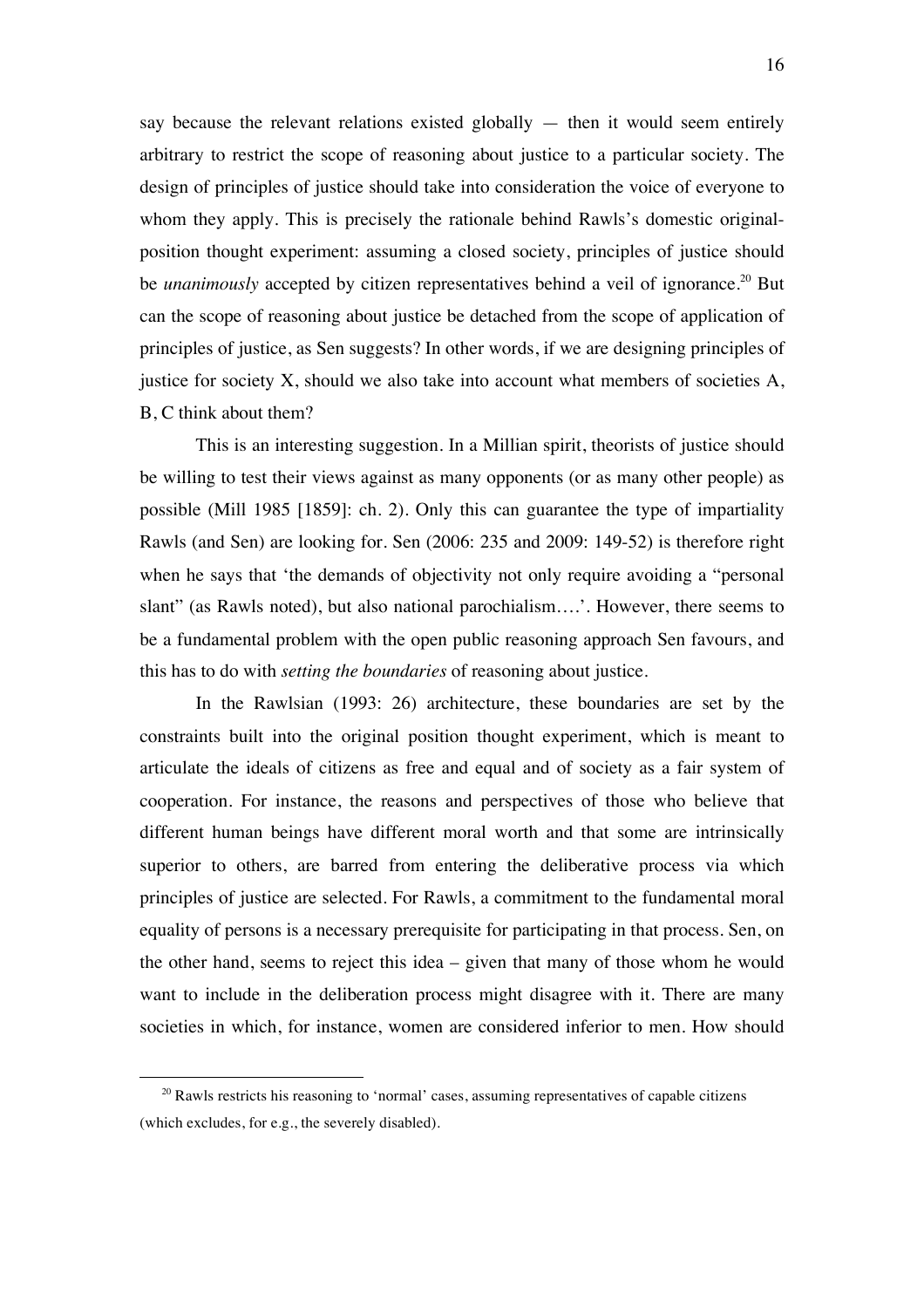say because the relevant relations existed globally — then it would seem entirely arbitrary to restrict the scope of reasoning about justice to a particular society. The design of principles of justice should take into consideration the voice of everyone to whom they apply. This is precisely the rationale behind Rawls's domestic original-position thought experiment: assuming a closed society, principles of justice should be *unanimously* accepted by citizen representatives behind a veil of ignorance.[20] But can the scope of reasoning about justice be detached from the scope of application of principles of justice, as Sen suggests? In other words, if we are designing principles of justice for society X, should we also take into account what members of societies A, B, C think about them?

This is an interesting suggestion. In a Millian spirit, theorists of justice should be willing to test their views against as many opponents (or as many other people) as possible (Mill 1985 [1859]: ch. 2). Only this can guarantee the type of impartiality Rawls (and Sen) are looking for. Sen (2006: 235 and 2009: 149-52) is therefore right when he says that 'the demands of objectivity not only require avoiding a "personal slant" (as Rawls noted), but also national parochialism….'. However, there seems to be a fundamental problem with the open public reasoning approach Sen favours, and this has to do with *setting the boundaries* of reasoning about justice.

In the Rawlsian (1993: 26) architecture, these boundaries are set by the constraints built into the original position thought experiment, which is meant to articulate the ideals of citizens as free and equal and of society as a fair system of cooperation. For instance, the reasons and perspectives of those who believe that different human beings have different moral worth and that some are intrinsically superior to others, are barred from entering the deliberative process via which principles of justice are selected. For Rawls, a commitment to the fundamental moral equality of persons is a necessary prerequisite for participating in that process. Sen, on the other hand, seems to reject this idea – given that many of those whom he would want to include in the deliberation process might disagree with it. There are many societies in which, for instance, women are considered inferior to men. How should

[20] Rawls restricts his reasoning to 'normal' cases, assuming representatives of capable citizens (which excludes, for e.g., the severely disabled).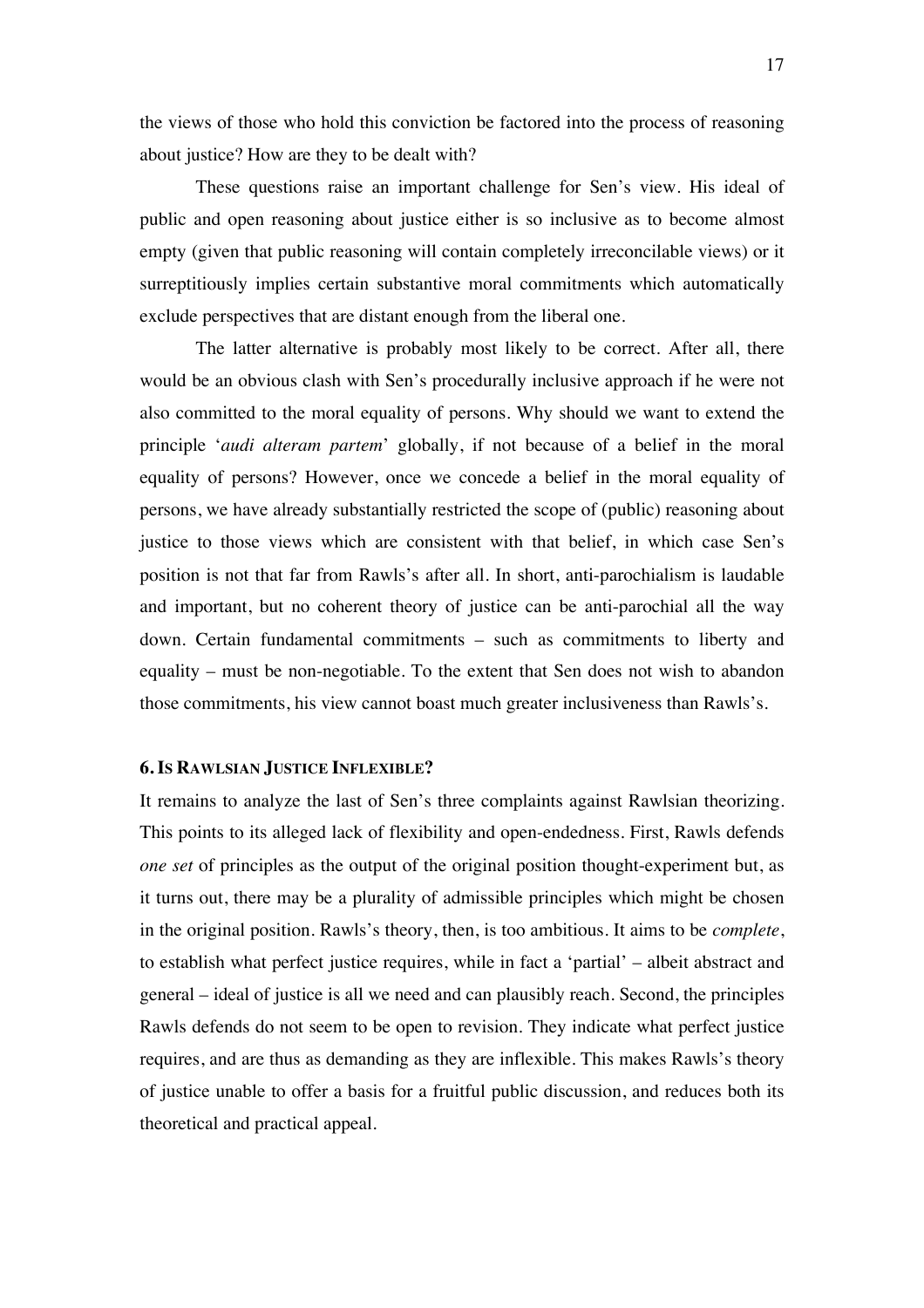the views of those who hold this conviction be factored into the process of reasoning about justice? How are they to be dealt with?

These questions raise an important challenge for Sen's view. His ideal of public and open reasoning about justice either is so inclusive as to become almost empty (given that public reasoning will contain completely irreconcilable views) or it surreptitiously implies certain substantive moral commitments which automatically exclude perspectives that are distant enough from the liberal one.

The latter alternative is probably most likely to be correct. After all, there would be an obvious clash with Sen's procedurally inclusive approach if he were not also committed to the moral equality of persons. Why should we want to extend the principle '*audi alteram partem*' globally, if not because of a belief in the moral equality of persons? However, once we concede a belief in the moral equality of persons, we have already substantially restricted the scope of (public) reasoning about justice to those views which are consistent with that belief, in which case Sen's position is not that far from Rawls's after all. In short, anti-parochialism is laudable and important, but no coherent theory of justice can be anti-parochial all the way down. Certain fundamental commitments – such as commitments to liberty and equality – must be non-negotiable. To the extent that Sen does not wish to abandon those commitments, his view cannot boast much greater inclusiveness than Rawls's.

## 6. IS RAWLSIAN JUSTICE INFLEXIBLE?

It remains to analyze the last of Sen's three complaints against Rawlsian theorizing. This points to its alleged lack of flexibility and open-endedness. First, Rawls defends *one set* of principles as the output of the original position thought-experiment but, as it turns out, there may be a plurality of admissible principles which might be chosen in the original position. Rawls's theory, then, is too ambitious. It aims to be *complete*, to establish what perfect justice requires, while in fact a 'partial' – albeit abstract and general – ideal of justice is all we need and can plausibly reach. Second, the principles Rawls defends do not seem to be open to revision. They indicate what perfect justice requires, and are thus as demanding as they are inflexible. This makes Rawls's theory of justice unable to offer a basis for a fruitful public discussion, and reduces both its theoretical and practical appeal.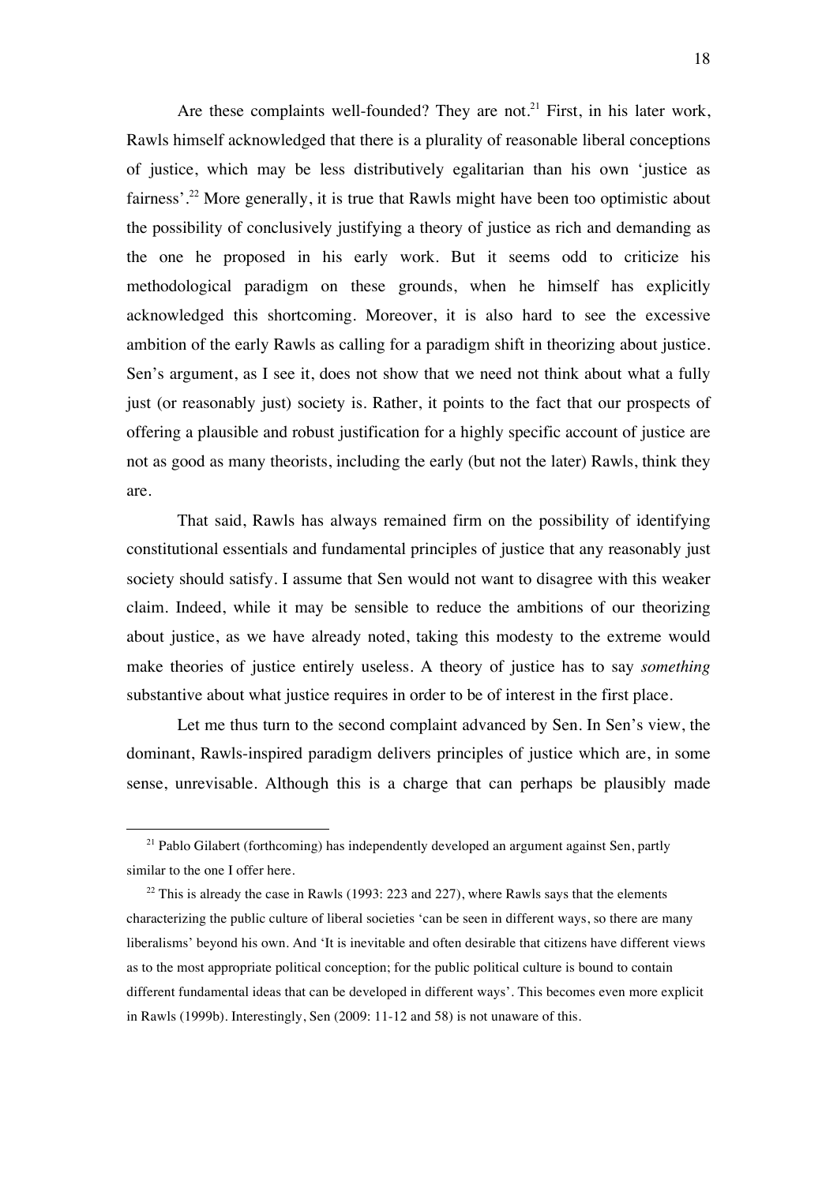Are these complaints well-founded? They are not.[21] First, in his later work, Rawls himself acknowledged that there is a plurality of reasonable liberal conceptions of justice, which may be less distributively egalitarian than his own 'justice as fairness'.[22] More generally, it is true that Rawls might have been too optimistic about the possibility of conclusively justifying a theory of justice as rich and demanding as the one he proposed in his early work. But it seems odd to criticize his methodological paradigm on these grounds, when he himself has explicitly acknowledged this shortcoming. Moreover, it is also hard to see the excessive ambition of the early Rawls as calling for a paradigm shift in theorizing about justice. Sen's argument, as I see it, does not show that we need not think about what a fully just (or reasonably just) society is. Rather, it points to the fact that our prospects of offering a plausible and robust justification for a highly specific account of justice are not as good as many theorists, including the early (but not the later) Rawls, think they are.

That said, Rawls has always remained firm on the possibility of identifying constitutional essentials and fundamental principles of justice that any reasonably just society should satisfy. I assume that Sen would not want to disagree with this weaker claim. Indeed, while it may be sensible to reduce the ambitions of our theorizing about justice, as we have already noted, taking this modesty to the extreme would make theories of justice entirely useless. A theory of justice has to say *something* substantive about what justice requires in order to be of interest in the first place.

Let me thus turn to the second complaint advanced by Sen. In Sen's view, the dominant, Rawls-inspired paradigm delivers principles of justice which are, in some sense, unrevisable. Although this is a charge that can perhaps be plausibly made

[21] Pablo Gilabert (forthcoming) has independently developed an argument against Sen, partly similar to the one I offer here.

[22] This is already the case in Rawls (1993: 223 and 227), where Rawls says that the elements characterizing the public culture of liberal societies 'can be seen in different ways, so there are many liberalisms' beyond his own. And 'It is inevitable and often desirable that citizens have different views as to the most appropriate political conception; for the public political culture is bound to contain different fundamental ideas that can be developed in different ways'. This becomes even more explicit in Rawls (1999b). Interestingly, Sen (2009: 11-12 and 58) is not unaware of this.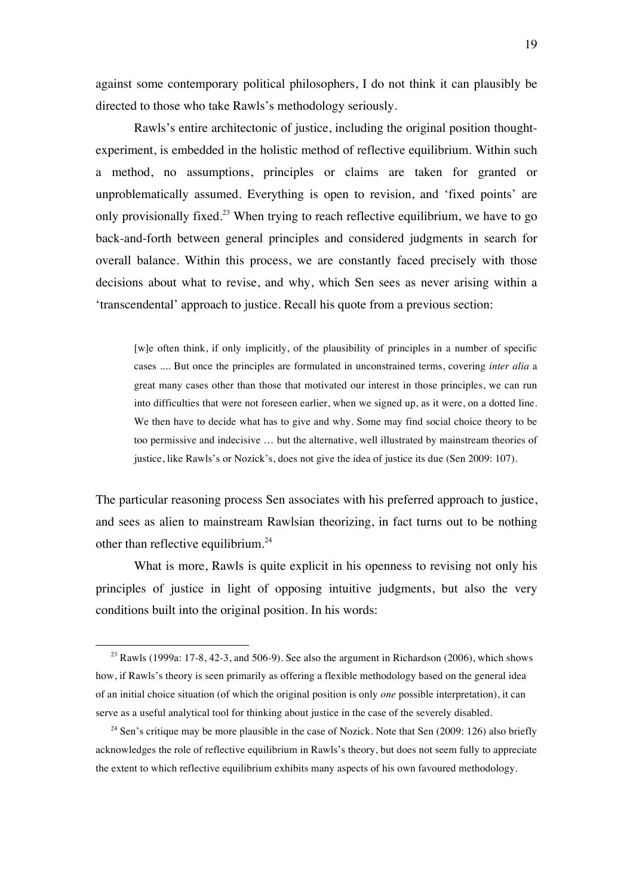against some contemporary political philosophers, I do not think it can plausibly be directed to those who take Rawls's methodology seriously.

Rawls's entire architectonic of justice, including the original position thought-experiment, is embedded in the holistic method of reflective equilibrium. Within such a method, no assumptions, principles or claims are taken for granted or unproblematically assumed. Everything is open to revision, and 'fixed points' are only provisionally fixed.[23] When trying to reach reflective equilibrium, we have to go back-and-forth between general principles and considered judgments in search for overall balance. Within this process, we are constantly faced precisely with those decisions about what to revise, and why, which Sen sees as never arising within a 'transcendental' approach to justice. Recall his quote from a previous section:

> [w]e often think, if only implicitly, of the plausibility of principles in a number of specific cases .... But once the principles are formulated in unconstrained terms, covering *inter alia* a great many cases other than those that motivated our interest in those principles, we can run into difficulties that were not foreseen earlier, when we signed up, as it were, on a dotted line. We then have to decide what has to give and why. Some may find social choice theory to be too permissive and indecisive … but the alternative, well illustrated by mainstream theories of justice, like Rawls's or Nozick's, does not give the idea of justice its due (Sen 2009: 107).

The particular reasoning process Sen associates with his preferred approach to justice, and sees as alien to mainstream Rawlsian theorizing, in fact turns out to be nothing other than reflective equilibrium.[24]

What is more, Rawls is quite explicit in his openness to revising not only his principles of justice in light of opposing intuitive judgments, but also the very conditions built into the original position. In his words:

---

[23] Rawls (1999a: 17-8, 42-3, and 506-9). See also the argument in Richardson (2006), which shows how, if Rawls's theory is seen primarily as offering a flexible methodology based on the general idea of an initial choice situation (of which the original position is only *one* possible interpretation), it can serve as a useful analytical tool for thinking about justice in the case of the severely disabled.

[24] Sen's critique may be more plausible in the case of Nozick. Note that Sen (2009: 126) also briefly acknowledges the role of reflective equilibrium in Rawls's theory, but does not seem fully to appreciate the extent to which reflective equilibrium exhibits many aspects of his own favoured methodology.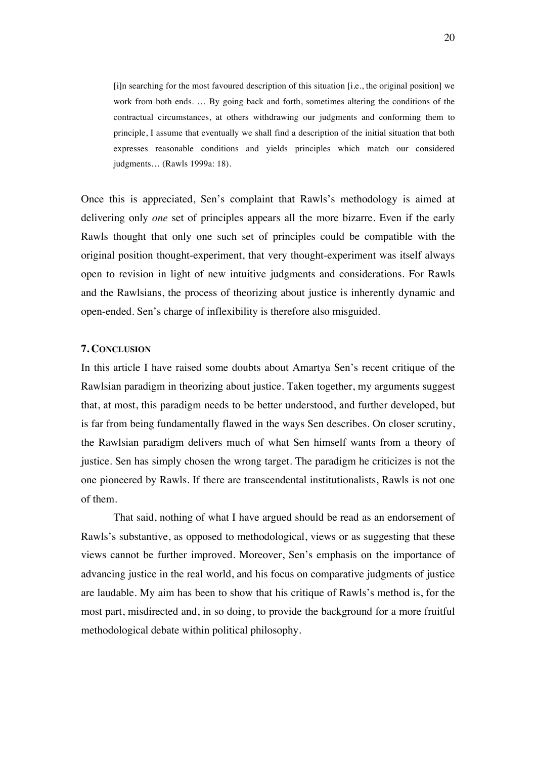> [i]n searching for the most favoured description of this situation [i.e., the original position] we work from both ends. … By going back and forth, sometimes altering the conditions of the contractual circumstances, at others withdrawing our judgments and conforming them to principle, I assume that eventually we shall find a description of the initial situation that both expresses reasonable conditions and yields principles which match our considered judgments… (Rawls 1999a: 18).

Once this is appreciated, Sen's complaint that Rawls's methodology is aimed at delivering only *one* set of principles appears all the more bizarre. Even if the early Rawls thought that only one such set of principles could be compatible with the original position thought-experiment, that very thought-experiment was itself always open to revision in light of new intuitive judgments and considerations. For Rawls and the Rawlsians, the process of theorizing about justice is inherently dynamic and open-ended. Sen's charge of inflexibility is therefore also misguided.

## 7. Conclusion

In this article I have raised some doubts about Amartya Sen's recent critique of the Rawlsian paradigm in theorizing about justice. Taken together, my arguments suggest that, at most, this paradigm needs to be better understood, and further developed, but is far from being fundamentally flawed in the ways Sen describes. On closer scrutiny, the Rawlsian paradigm delivers much of what Sen himself wants from a theory of justice. Sen has simply chosen the wrong target. The paradigm he criticizes is not the one pioneered by Rawls. If there are transcendental institutionalists, Rawls is not one of them.

That said, nothing of what I have argued should be read as an endorsement of Rawls's substantive, as opposed to methodological, views or as suggesting that these views cannot be further improved. Moreover, Sen's emphasis on the importance of advancing justice in the real world, and his focus on comparative judgments of justice are laudable. My aim has been to show that his critique of Rawls's method is, for the most part, misdirected and, in so doing, to provide the background for a more fruitful methodological debate within political philosophy.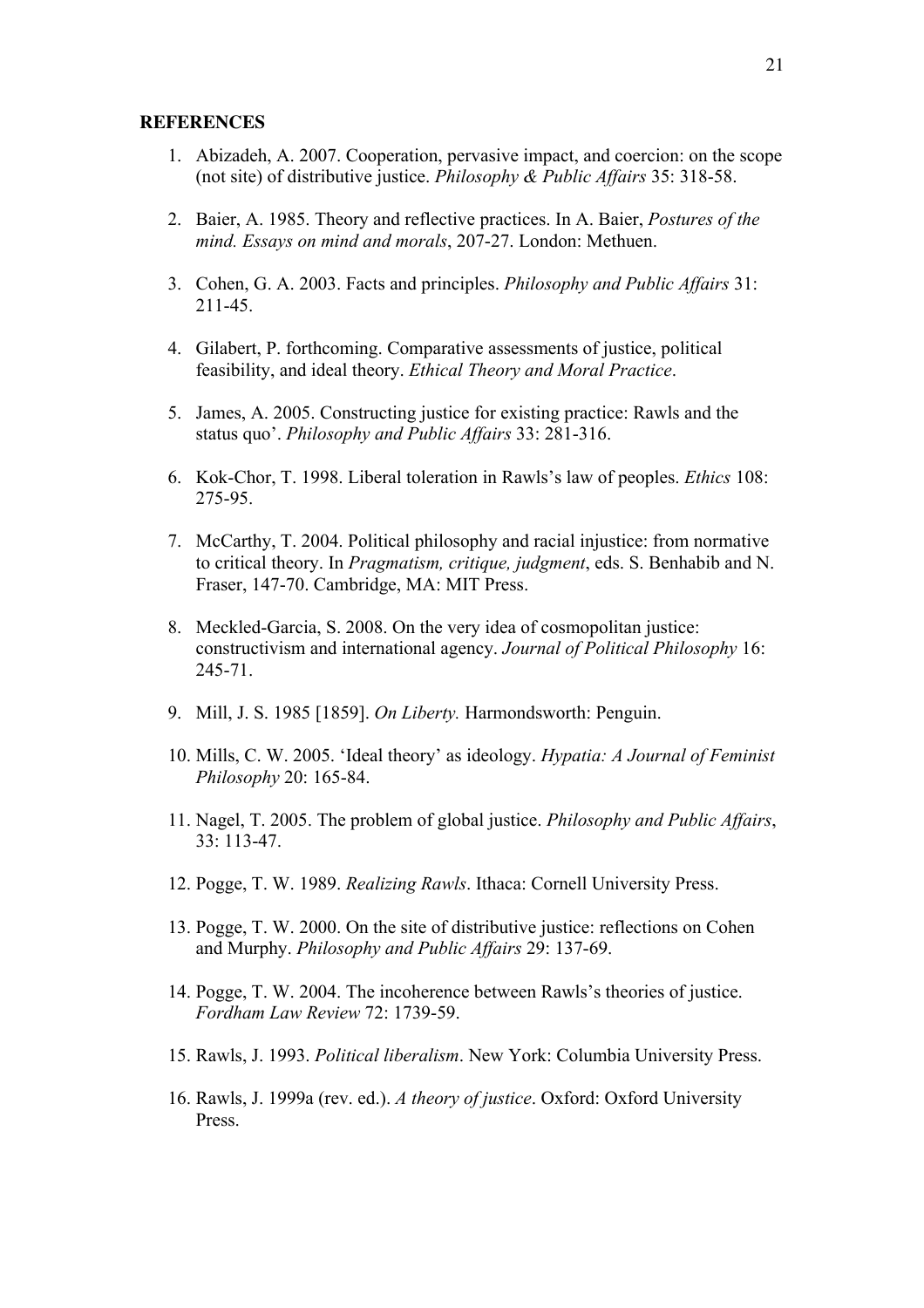**REFERENCES**

1. Abizadeh, A. 2007. Cooperation, pervasive impact, and coercion: on the scope (not site) of distributive justice. *Philosophy & Public Affairs* 35: 318-58.

2. Baier, A. 1985. Theory and reflective practices. In A. Baier, *Postures of the mind. Essays on mind and morals*, 207-27. London: Methuen.

3. Cohen, G. A. 2003. Facts and principles. *Philosophy and Public Affairs* 31: 211-45.

4. Gilabert, P. forthcoming. Comparative assessments of justice, political feasibility, and ideal theory. *Ethical Theory and Moral Practice*.

5. James, A. 2005. Constructing justice for existing practice: Rawls and the status quo'. *Philosophy and Public Affairs* 33: 281-316.

6. Kok-Chor, T. 1998. Liberal toleration in Rawls's law of peoples. *Ethics* 108: 275-95.

7. McCarthy, T. 2004. Political philosophy and racial injustice: from normative to critical theory. In *Pragmatism, critique, judgment*, eds. S. Benhabib and N. Fraser, 147-70. Cambridge, MA: MIT Press.

8. Meckled-Garcia, S. 2008. On the very idea of cosmopolitan justice: constructivism and international agency. *Journal of Political Philosophy* 16: 245-71.

9. Mill, J. S. 1985 [1859]. *On Liberty.* Harmondsworth: Penguin.

10. Mills, C. W. 2005. 'Ideal theory' as ideology. *Hypatia: A Journal of Feminist Philosophy* 20: 165-84.

11. Nagel, T. 2005. The problem of global justice. *Philosophy and Public Affairs*, 33: 113-47.

12. Pogge, T. W. 1989. *Realizing Rawls*. Ithaca: Cornell University Press.

13. Pogge, T. W. 2000. On the site of distributive justice: reflections on Cohen and Murphy. *Philosophy and Public Affairs* 29: 137-69.

14. Pogge, T. W. 2004. The incoherence between Rawls's theories of justice. *Fordham Law Review* 72: 1739-59.

15. Rawls, J. 1993. *Political liberalism*. New York: Columbia University Press.

16. Rawls, J. 1999a (rev. ed.). *A theory of justice*. Oxford: Oxford University Press.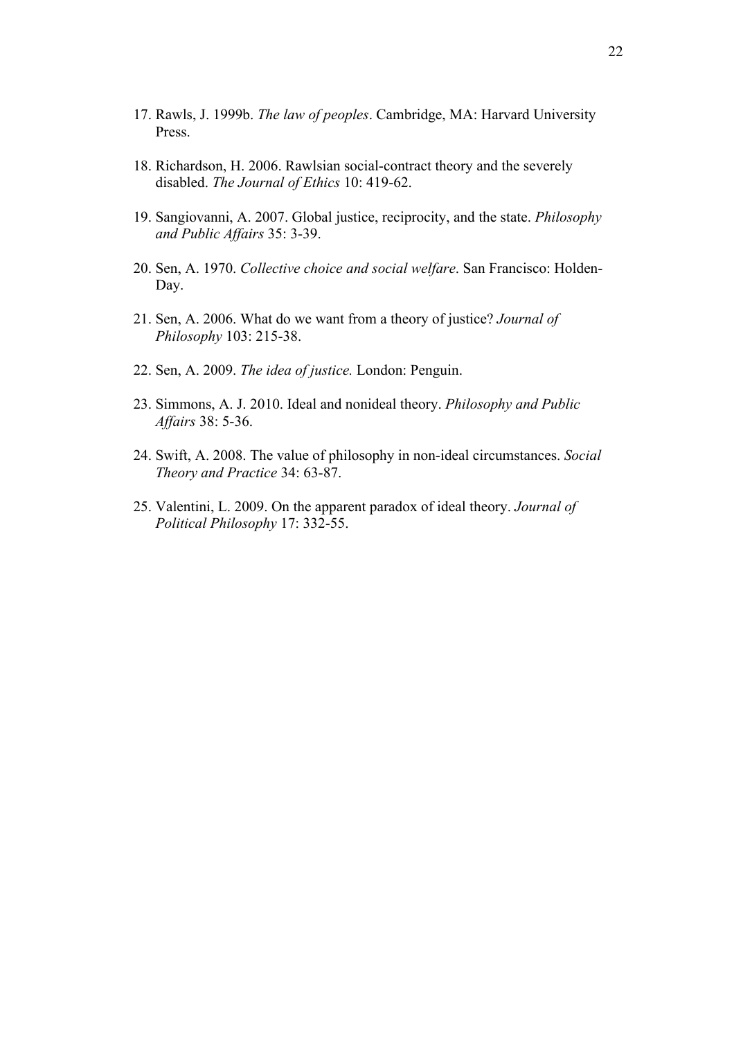17. Rawls, J. 1999b. *The law of peoples*. Cambridge, MA: Harvard University Press.

18. Richardson, H. 2006. Rawlsian social-contract theory and the severely disabled. *The Journal of Ethics* 10: 419-62.

19. Sangiovanni, A. 2007. Global justice, reciprocity, and the state. *Philosophy and Public Affairs* 35: 3-39.

20. Sen, A. 1970. *Collective choice and social welfare*. San Francisco: Holden-Day.

21. Sen, A. 2006. What do we want from a theory of justice? *Journal of Philosophy* 103: 215-38.

22. Sen, A. 2009. *The idea of justice.* London: Penguin.

23. Simmons, A. J. 2010. Ideal and nonideal theory. *Philosophy and Public Affairs* 38: 5-36.

24. Swift, A. 2008. The value of philosophy in non-ideal circumstances. *Social Theory and Practice* 34: 63-87.

25. Valentini, L. 2009. On the apparent paradox of ideal theory. *Journal of Political Philosophy* 17: 332-55.